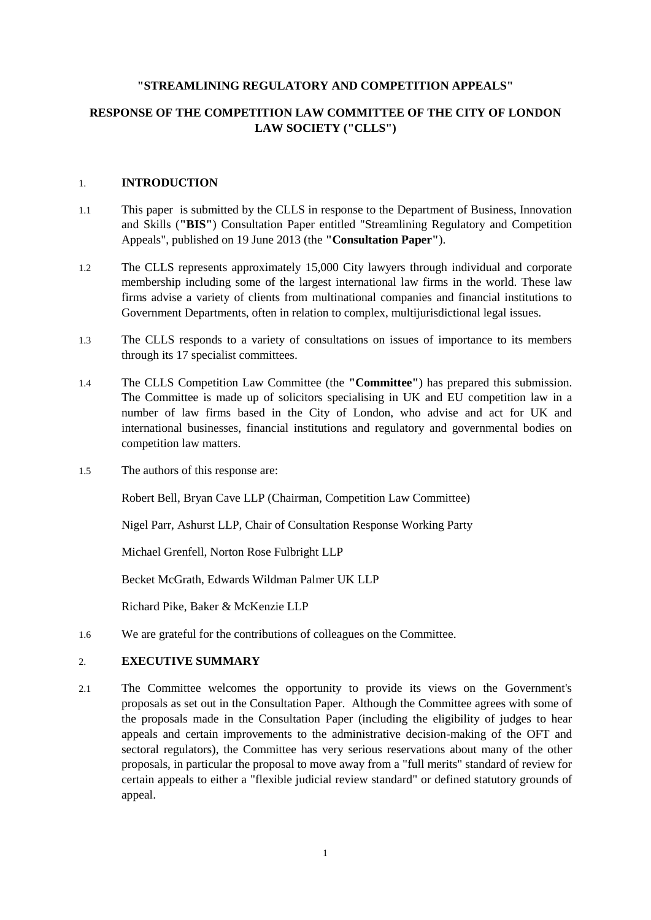**"STREAMLINING REGULATORY AND COMPETITION APPEALS"**

**RESPONSE OF THE COMPETITION LAW COMMITTEE OF THE CITY OF LONDON LAW SOCIETY ("CLLS")**

## 1. INTRODUCTION

1.1 This paper is submitted by the CLLS in response to the Department of Business, Innovation and Skills (**"BIS"**) Consultation Paper entitled "Streamlining Regulatory and Competition Appeals", published on 19 June 2013 (the **"Consultation Paper"**).

1.2 The CLLS represents approximately 15,000 City lawyers through individual and corporate membership including some of the largest international law firms in the world. These law firms advise a variety of clients from multinational companies and financial institutions to Government Departments, often in relation to complex, multijurisdictional legal issues.

1.3 The CLLS responds to a variety of consultations on issues of importance to its members through its 17 specialist committees.

1.4 The CLLS Competition Law Committee (the **"Committee"**) has prepared this submission. The Committee is made up of solicitors specialising in UK and EU competition law in a number of law firms based in the City of London, who advise and act for UK and international businesses, financial institutions and regulatory and governmental bodies on competition law matters.

1.5 The authors of this response are:

Robert Bell, Bryan Cave LLP (Chairman, Competition Law Committee)

Nigel Parr, Ashurst LLP, Chair of Consultation Response Working Party

Michael Grenfell, Norton Rose Fulbright LLP

Becket McGrath, Edwards Wildman Palmer UK LLP

Richard Pike, Baker & McKenzie LLP

1.6 We are grateful for the contributions of colleagues on the Committee.

## 2. EXECUTIVE SUMMARY

2.1 The Committee welcomes the opportunity to provide its views on the Government's proposals as set out in the Consultation Paper. Although the Committee agrees with some of the proposals made in the Consultation Paper (including the eligibility of judges to hear appeals and certain improvements to the administrative decision-making of the OFT and sectoral regulators), the Committee has very serious reservations about many of the other proposals, in particular the proposal to move away from a "full merits" standard of review for certain appeals to either a "flexible judicial review standard" or defined statutory grounds of appeal.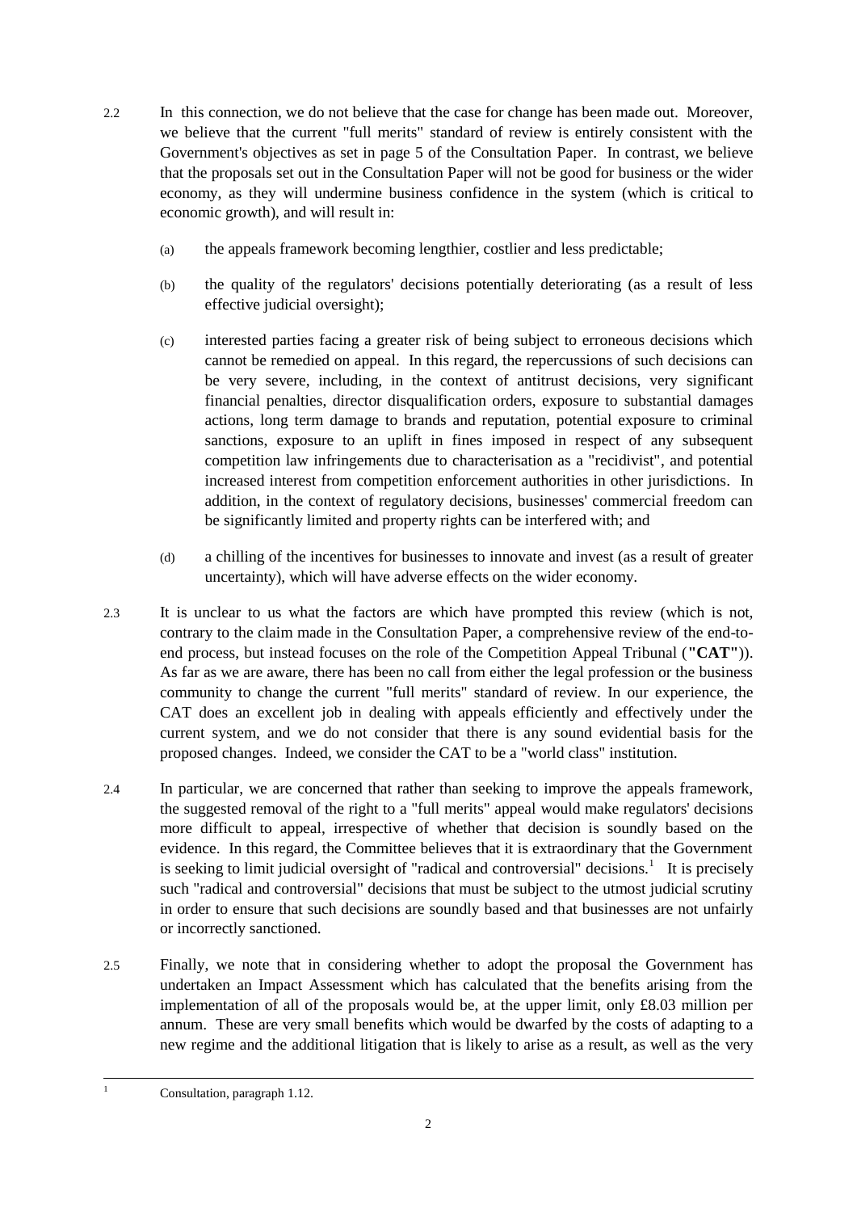2.2 In this connection, we do not believe that the case for change has been made out. Moreover, we believe that the current "full merits" standard of review is entirely consistent with the Government's objectives as set in page 5 of the Consultation Paper. In contrast, we believe that the proposals set out in the Consultation Paper will not be good for business or the wider economy, as they will undermine business confidence in the system (which is critical to economic growth), and will result in:

(a) the appeals framework becoming lengthier, costlier and less predictable;

(b) the quality of the regulators' decisions potentially deteriorating (as a result of less effective judicial oversight);

(c) interested parties facing a greater risk of being subject to erroneous decisions which cannot be remedied on appeal. In this regard, the repercussions of such decisions can be very severe, including, in the context of antitrust decisions, very significant financial penalties, director disqualification orders, exposure to substantial damages actions, long term damage to brands and reputation, potential exposure to criminal sanctions, exposure to an uplift in fines imposed in respect of any subsequent competition law infringements due to characterisation as a "recidivist", and potential increased interest from competition enforcement authorities in other jurisdictions. In addition, in the context of regulatory decisions, businesses' commercial freedom can be significantly limited and property rights can be interfered with; and

(d) a chilling of the incentives for businesses to innovate and invest (as a result of greater uncertainty), which will have adverse effects on the wider economy.

2.3 It is unclear to us what the factors are which have prompted this review (which is not, contrary to the claim made in the Consultation Paper, a comprehensive review of the end-to-end process, but instead focuses on the role of the Competition Appeal Tribunal (**"CAT"**)). As far as we are aware, there has been no call from either the legal profession or the business community to change the current "full merits" standard of review. In our experience, the CAT does an excellent job in dealing with appeals efficiently and effectively under the current system, and we do not consider that there is any sound evidential basis for the proposed changes. Indeed, we consider the CAT to be a "world class" institution.

2.4 In particular, we are concerned that rather than seeking to improve the appeals framework, the suggested removal of the right to a "full merits" appeal would make regulators' decisions more difficult to appeal, irrespective of whether that decision is soundly based on the evidence. In this regard, the Committee believes that it is extraordinary that the Government is seeking to limit judicial oversight of "radical and controversial" decisions.[1] It is precisely such "radical and controversial" decisions that must be subject to the utmost judicial scrutiny in order to ensure that such decisions are soundly based and that businesses are not unfairly or incorrectly sanctioned.

2.5 Finally, we note that in considering whether to adopt the proposal the Government has undertaken an Impact Assessment which has calculated that the benefits arising from the implementation of all of the proposals would be, at the upper limit, only £8.03 million per annum. These are very small benefits which would be dwarfed by the costs of adapting to a new regime and the additional litigation that is likely to arise as a result, as well as the very

---

[1] Consultation, paragraph 1.12.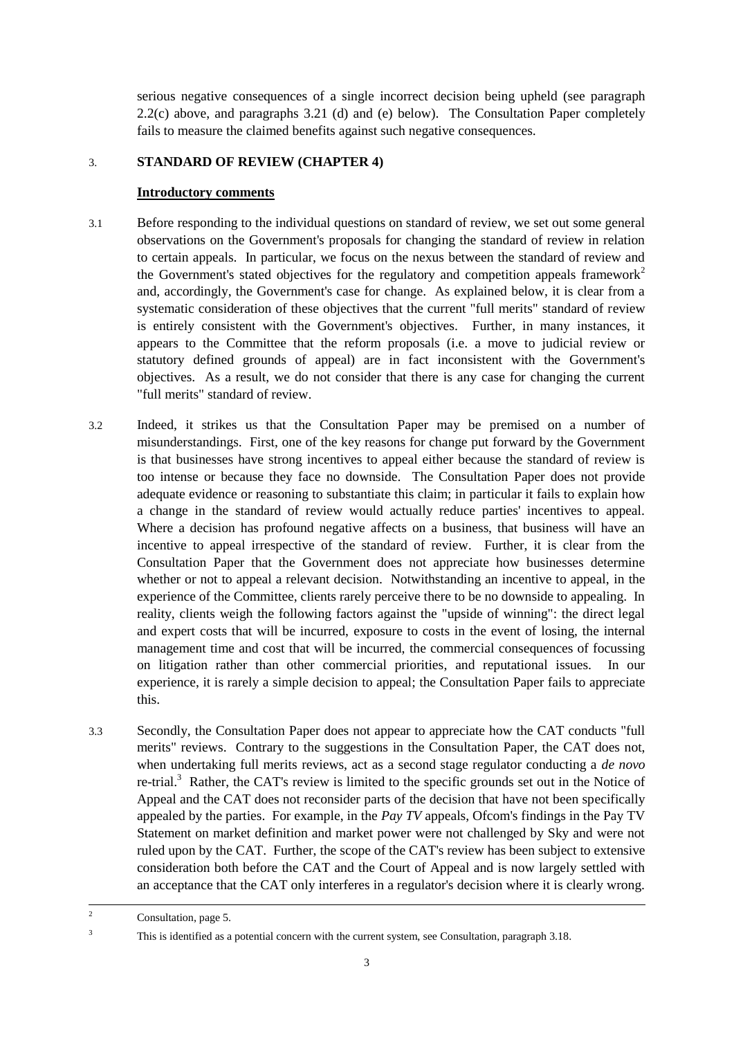serious negative consequences of a single incorrect decision being upheld (see paragraph 2.2(c) above, and paragraphs 3.21 (d) and (e) below). The Consultation Paper completely fails to measure the claimed benefits against such negative consequences.

## 3. STANDARD OF REVIEW (CHAPTER 4)

**Introductory comments**

3.1 Before responding to the individual questions on standard of review, we set out some general observations on the Government's proposals for changing the standard of review in relation to certain appeals. In particular, we focus on the nexus between the standard of review and the Government's stated objectives for the regulatory and competition appeals framework[2] and, accordingly, the Government's case for change. As explained below, it is clear from a systematic consideration of these objectives that the current "full merits" standard of review is entirely consistent with the Government's objectives. Further, in many instances, it appears to the Committee that the reform proposals (i.e. a move to judicial review or statutory defined grounds of appeal) are in fact inconsistent with the Government's objectives. As a result, we do not consider that there is any case for changing the current "full merits" standard of review.

3.2 Indeed, it strikes us that the Consultation Paper may be premised on a number of misunderstandings. First, one of the key reasons for change put forward by the Government is that businesses have strong incentives to appeal either because the standard of review is too intense or because they face no downside. The Consultation Paper does not provide adequate evidence or reasoning to substantiate this claim; in particular it fails to explain how a change in the standard of review would actually reduce parties' incentives to appeal. Where a decision has profound negative affects on a business, that business will have an incentive to appeal irrespective of the standard of review. Further, it is clear from the Consultation Paper that the Government does not appreciate how businesses determine whether or not to appeal a relevant decision. Notwithstanding an incentive to appeal, in the experience of the Committee, clients rarely perceive there to be no downside to appealing. In reality, clients weigh the following factors against the "upside of winning": the direct legal and expert costs that will be incurred, exposure to costs in the event of losing, the internal management time and cost that will be incurred, the commercial consequences of focussing on litigation rather than other commercial priorities, and reputational issues. In our experience, it is rarely a simple decision to appeal; the Consultation Paper fails to appreciate this.

3.3 Secondly, the Consultation Paper does not appear to appreciate how the CAT conducts "full merits" reviews. Contrary to the suggestions in the Consultation Paper, the CAT does not, when undertaking full merits reviews, act as a second stage regulator conducting a *de novo* re-trial.[3] Rather, the CAT's review is limited to the specific grounds set out in the Notice of Appeal and the CAT does not reconsider parts of the decision that have not been specifically appealed by the parties. For example, in the *Pay TV* appeals, Ofcom's findings in the Pay TV Statement on market definition and market power were not challenged by Sky and were not ruled upon by the CAT. Further, the scope of the CAT's review has been subject to extensive consideration both before the CAT and the Court of Appeal and is now largely settled with an acceptance that the CAT only interferes in a regulator's decision where it is clearly wrong.

---

[2] Consultation, page 5.

[3] This is identified as a potential concern with the current system, see Consultation, paragraph 3.18.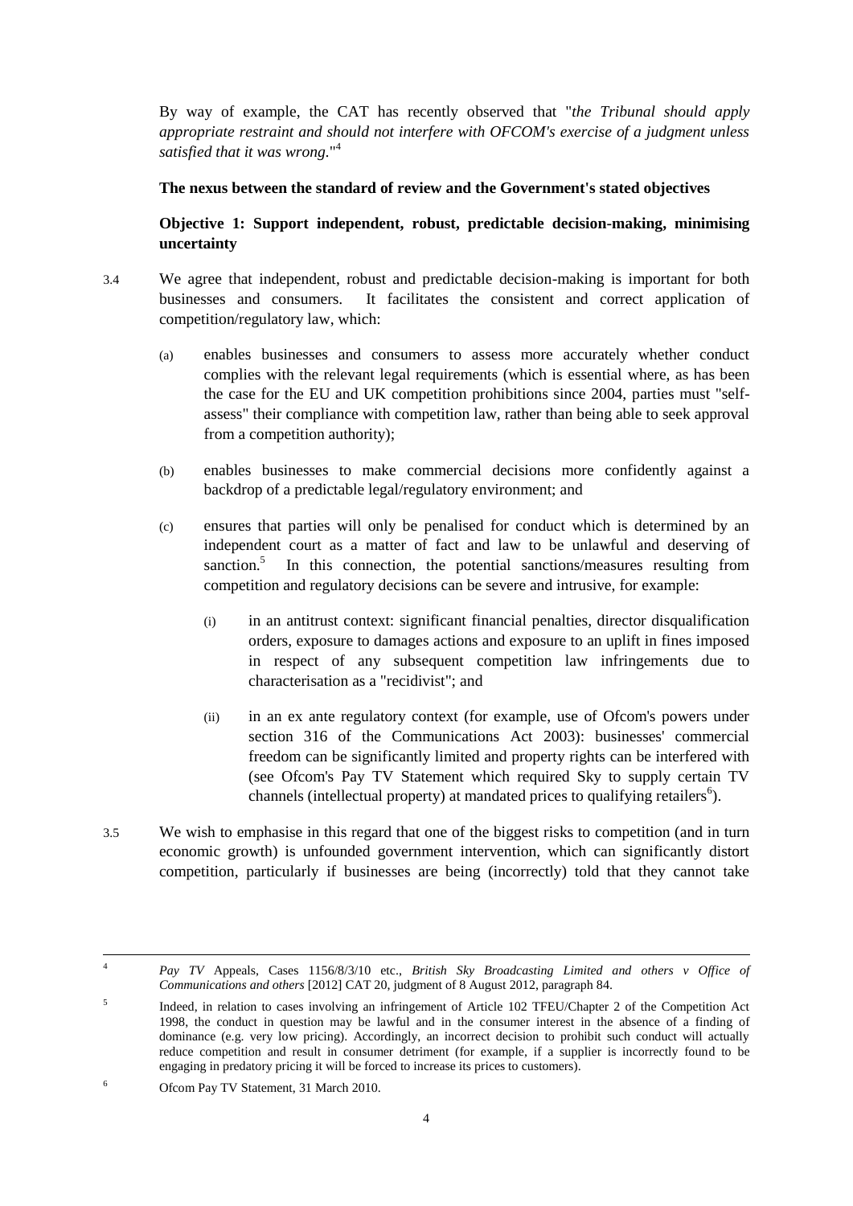By way of example, the CAT has recently observed that "*the Tribunal should apply appropriate restraint and should not interfere with OFCOM's exercise of a judgment unless satisfied that it was wrong.*"[4]

**The nexus between the standard of review and the Government's stated objectives**

**Objective 1: Support independent, robust, predictable decision-making, minimising uncertainty**

3.4 We agree that independent, robust and predictable decision-making is important for both businesses and consumers. It facilitates the consistent and correct application of competition/regulatory law, which:

(a) enables businesses and consumers to assess more accurately whether conduct complies with the relevant legal requirements (which is essential where, as has been the case for the EU and UK competition prohibitions since 2004, parties must "self-assess" their compliance with competition law, rather than being able to seek approval from a competition authority);

(b) enables businesses to make commercial decisions more confidently against a backdrop of a predictable legal/regulatory environment; and

(c) ensures that parties will only be penalised for conduct which is determined by an independent court as a matter of fact and law to be unlawful and deserving of sanction.[5] In this connection, the potential sanctions/measures resulting from competition and regulatory decisions can be severe and intrusive, for example:

(i) in an antitrust context: significant financial penalties, director disqualification orders, exposure to damages actions and exposure to an uplift in fines imposed in respect of any subsequent competition law infringements due to characterisation as a "recidivist"; and

(ii) in an ex ante regulatory context (for example, use of Ofcom's powers under section 316 of the Communications Act 2003): businesses' commercial freedom can be significantly limited and property rights can be interfered with (see Ofcom's Pay TV Statement which required Sky to supply certain TV channels (intellectual property) at mandated prices to qualifying retailers[6]).

3.5 We wish to emphasise in this regard that one of the biggest risks to competition (and in turn economic growth) is unfounded government intervention, which can significantly distort competition, particularly if businesses are being (incorrectly) told that they cannot take

---

[4] *Pay TV* Appeals, Cases 1156/8/3/10 etc., *British Sky Broadcasting Limited and others v Office of Communications and others* [2012] CAT 20, judgment of 8 August 2012, paragraph 84.

[5] Indeed, in relation to cases involving an infringement of Article 102 TFEU/Chapter 2 of the Competition Act 1998, the conduct in question may be lawful and in the consumer interest in the absence of a finding of dominance (e.g. very low pricing). Accordingly, an incorrect decision to prohibit such conduct will actually reduce competition and result in consumer detriment (for example, if a supplier is incorrectly found to be engaging in predatory pricing it will be forced to increase its prices to customers).

[6] Ofcom Pay TV Statement, 31 March 2010.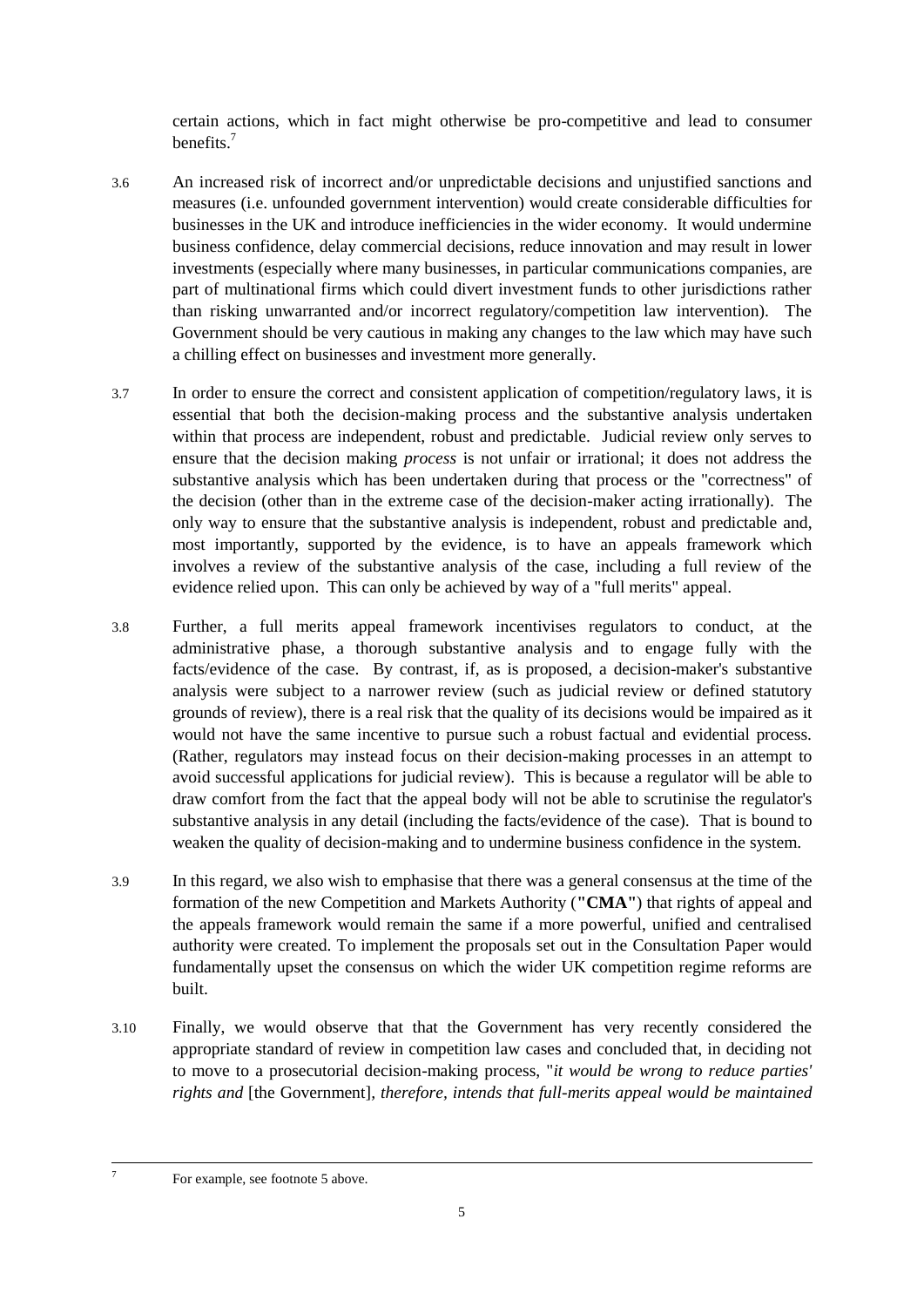certain actions, which in fact might otherwise be pro-competitive and lead to consumer benefits.[7]

3.6 An increased risk of incorrect and/or unpredictable decisions and unjustified sanctions and measures (i.e. unfounded government intervention) would create considerable difficulties for businesses in the UK and introduce inefficiencies in the wider economy. It would undermine business confidence, delay commercial decisions, reduce innovation and may result in lower investments (especially where many businesses, in particular communications companies, are part of multinational firms which could divert investment funds to other jurisdictions rather than risking unwarranted and/or incorrect regulatory/competition law intervention). The Government should be very cautious in making any changes to the law which may have such a chilling effect on businesses and investment more generally.

3.7 In order to ensure the correct and consistent application of competition/regulatory laws, it is essential that both the decision-making process and the substantive analysis undertaken within that process are independent, robust and predictable. Judicial review only serves to ensure that the decision making *process* is not unfair or irrational; it does not address the substantive analysis which has been undertaken during that process or the "correctness" of the decision (other than in the extreme case of the decision-maker acting irrationally). The only way to ensure that the substantive analysis is independent, robust and predictable and, most importantly, supported by the evidence, is to have an appeals framework which involves a review of the substantive analysis of the case, including a full review of the evidence relied upon. This can only be achieved by way of a "full merits" appeal.

3.8 Further, a full merits appeal framework incentivises regulators to conduct, at the administrative phase, a thorough substantive analysis and to engage fully with the facts/evidence of the case. By contrast, if, as is proposed, a decision-maker's substantive analysis were subject to a narrower review (such as judicial review or defined statutory grounds of review), there is a real risk that the quality of its decisions would be impaired as it would not have the same incentive to pursue such a robust factual and evidential process. (Rather, regulators may instead focus on their decision-making processes in an attempt to avoid successful applications for judicial review). This is because a regulator will be able to draw comfort from the fact that the appeal body will not be able to scrutinise the regulator's substantive analysis in any detail (including the facts/evidence of the case). That is bound to weaken the quality of decision-making and to undermine business confidence in the system.

3.9 In this regard, we also wish to emphasise that there was a general consensus at the time of the formation of the new Competition and Markets Authority (**"CMA"**) that rights of appeal and the appeals framework would remain the same if a more powerful, unified and centralised authority were created. To implement the proposals set out in the Consultation Paper would fundamentally upset the consensus on which the wider UK competition regime reforms are built.

3.10 Finally, we would observe that that the Government has very recently considered the appropriate standard of review in competition law cases and concluded that, in deciding not to move to a prosecutorial decision-making process, "*it would be wrong to reduce parties' rights and* [the Government], *therefore, intends that full-merits appeal would be maintained*

---

[7] For example, see footnote 5 above.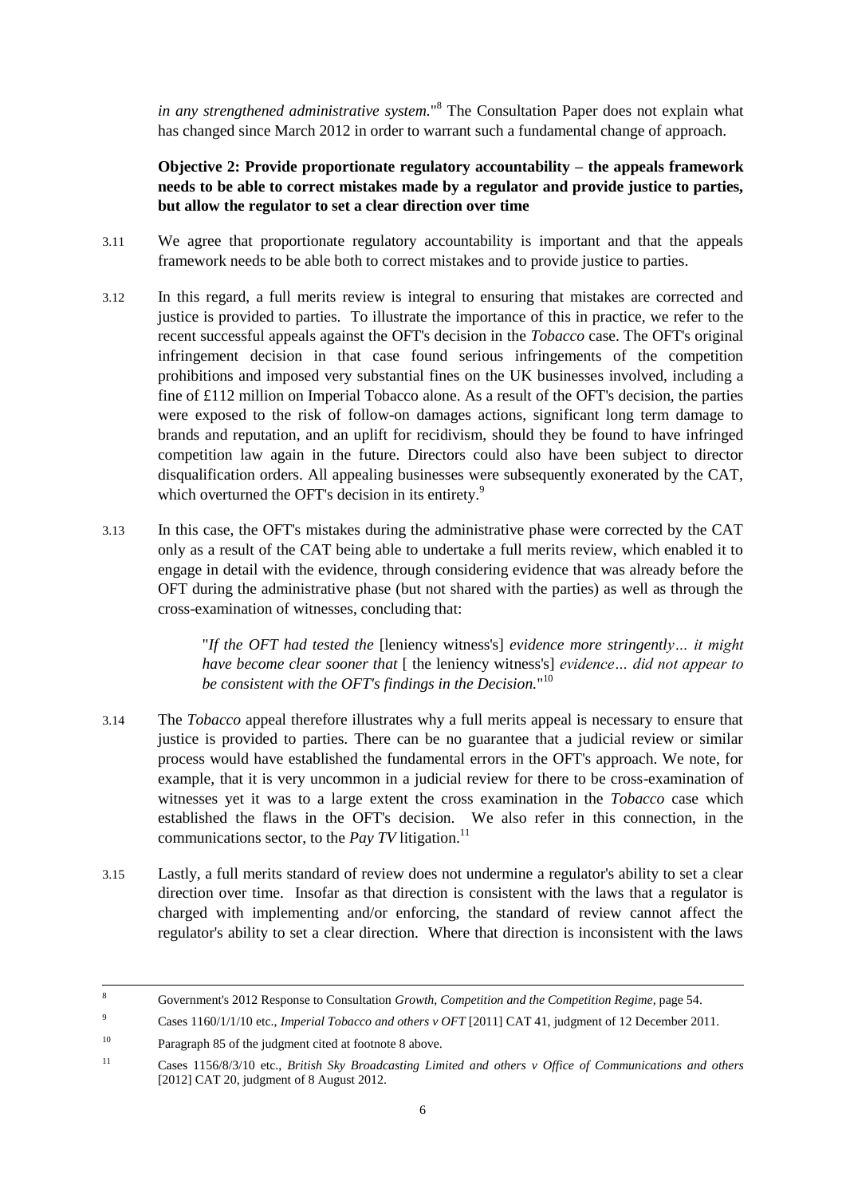*in any strengthened administrative system.*"[8] The Consultation Paper does not explain what has changed since March 2012 in order to warrant such a fundamental change of approach.

**Objective 2: Provide proportionate regulatory accountability – the appeals framework needs to be able to correct mistakes made by a regulator and provide justice to parties, but allow the regulator to set a clear direction over time**

3.11 We agree that proportionate regulatory accountability is important and that the appeals framework needs to be able both to correct mistakes and to provide justice to parties.

3.12 In this regard, a full merits review is integral to ensuring that mistakes are corrected and justice is provided to parties. To illustrate the importance of this in practice, we refer to the recent successful appeals against the OFT's decision in the *Tobacco* case. The OFT's original infringement decision in that case found serious infringements of the competition prohibitions and imposed very substantial fines on the UK businesses involved, including a fine of £112 million on Imperial Tobacco alone. As a result of the OFT's decision, the parties were exposed to the risk of follow-on damages actions, significant long term damage to brands and reputation, and an uplift for recidivism, should they be found to have infringed competition law again in the future. Directors could also have been subject to director disqualification orders. All appealing businesses were subsequently exonerated by the CAT, which overturned the OFT's decision in its entirety.[9]

3.13 In this case, the OFT's mistakes during the administrative phase were corrected by the CAT only as a result of the CAT being able to undertake a full merits review, which enabled it to engage in detail with the evidence, through considering evidence that was already before the OFT during the administrative phase (but not shared with the parties) as well as through the cross-examination of witnesses, concluding that:

> "*If the OFT had tested the* [leniency witness's] *evidence more stringently… it might have become clear sooner that* [ the leniency witness's] *evidence… did not appear to be consistent with the OFT's findings in the Decision.*"[10]

3.14 The *Tobacco* appeal therefore illustrates why a full merits appeal is necessary to ensure that justice is provided to parties. There can be no guarantee that a judicial review or similar process would have established the fundamental errors in the OFT's approach. We note, for example, that it is very uncommon in a judicial review for there to be cross-examination of witnesses yet it was to a large extent the cross examination in the *Tobacco* case which established the flaws in the OFT's decision. We also refer in this connection, in the communications sector, to the *Pay TV* litigation.[11]

3.15 Lastly, a full merits standard of review does not undermine a regulator's ability to set a clear direction over time. Insofar as that direction is consistent with the laws that a regulator is charged with implementing and/or enforcing, the standard of review cannot affect the regulator's ability to set a clear direction. Where that direction is inconsistent with the laws

---

[8] Government's 2012 Response to Consultation *Growth, Competition and the Competition Regime*, page 54.

[9] Cases 1160/1/1/10 etc., *Imperial Tobacco and others v OFT* [2011] CAT 41, judgment of 12 December 2011.

[10] Paragraph 85 of the judgment cited at footnote 8 above.

[11] Cases 1156/8/3/10 etc., *British Sky Broadcasting Limited and others v Office of Communications and others* [2012] CAT 20, judgment of 8 August 2012.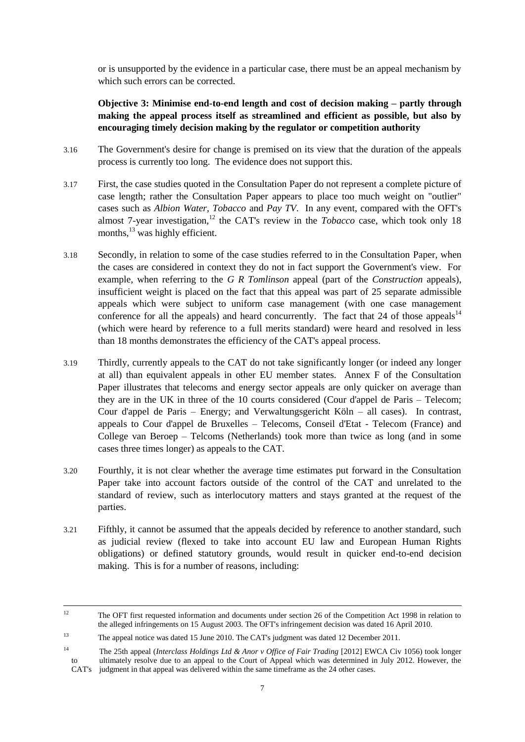or is unsupported by the evidence in a particular case, there must be an appeal mechanism by which such errors can be corrected.

**Objective 3: Minimise end-to-end length and cost of decision making – partly through making the appeal process itself as streamlined and efficient as possible, but also by encouraging timely decision making by the regulator or competition authority**

3.16 The Government's desire for change is premised on its view that the duration of the appeals process is currently too long. The evidence does not support this.

3.17 First, the case studies quoted in the Consultation Paper do not represent a complete picture of case length; rather the Consultation Paper appears to place too much weight on "outlier" cases such as *Albion Water*, *Tobacco* and *Pay TV*. In any event, compared with the OFT's almost 7-year investigation,[12] the CAT's review in the *Tobacco* case, which took only 18 months,[13] was highly efficient.

3.18 Secondly, in relation to some of the case studies referred to in the Consultation Paper, when the cases are considered in context they do not in fact support the Government's view. For example, when referring to the *G R Tomlinson* appeal (part of the *Construction* appeals), insufficient weight is placed on the fact that this appeal was part of 25 separate admissible appeals which were subject to uniform case management (with one case management conference for all the appeals) and heard concurrently. The fact that 24 of those appeals[14] (which were heard by reference to a full merits standard) were heard and resolved in less than 18 months demonstrates the efficiency of the CAT's appeal process.

3.19 Thirdly, currently appeals to the CAT do not take significantly longer (or indeed any longer at all) than equivalent appeals in other EU member states. Annex F of the Consultation Paper illustrates that telecoms and energy sector appeals are only quicker on average than they are in the UK in three of the 10 courts considered (Cour d'appel de Paris – Telecom; Cour d'appel de Paris – Energy; and Verwaltungsgericht Köln – all cases). In contrast, appeals to Cour d'appel de Bruxelles – Telecoms, Conseil d'Etat - Telecom (France) and College van Beroep – Telcoms (Netherlands) took more than twice as long (and in some cases three times longer) as appeals to the CAT.

3.20 Fourthly, it is not clear whether the average time estimates put forward in the Consultation Paper take into account factors outside of the control of the CAT and unrelated to the standard of review, such as interlocutory matters and stays granted at the request of the parties.

3.21 Fifthly, it cannot be assumed that the appeals decided by reference to another standard, such as judicial review (flexed to take into account EU law and European Human Rights obligations) or defined statutory grounds, would result in quicker end-to-end decision making. This is for a number of reasons, including:

---

[12] The OFT first requested information and documents under section 26 of the Competition Act 1998 in relation to the alleged infringements on 15 August 2003. The OFT's infringement decision was dated 16 April 2010.

[13] The appeal notice was dated 15 June 2010. The CAT's judgment was dated 12 December 2011.

[14] The 25th appeal (*Interclass Holdings Ltd & Anor v Office of Fair Trading* [2012] EWCA Civ 1056) took longer to ultimately resolve due to an appeal to the Court of Appeal which was determined in July 2012. However, the CAT's judgment in that appeal was delivered within the same timeframe as the 24 other cases.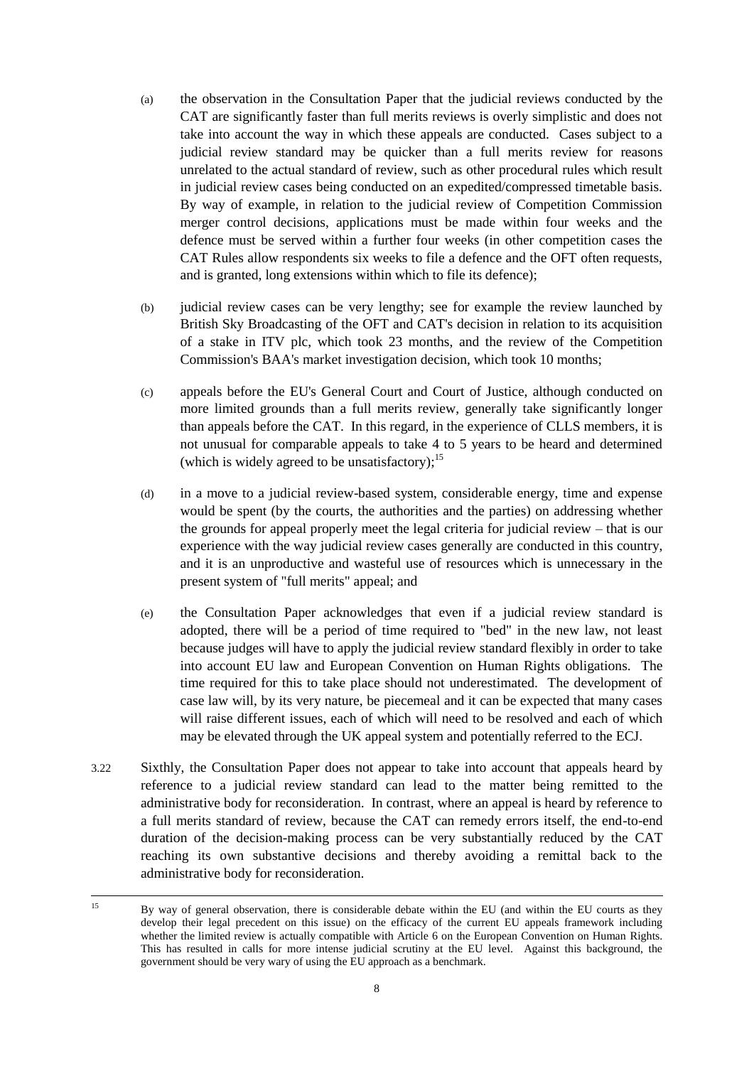(a) the observation in the Consultation Paper that the judicial reviews conducted by the CAT are significantly faster than full merits reviews is overly simplistic and does not take into account the way in which these appeals are conducted. Cases subject to a judicial review standard may be quicker than a full merits review for reasons unrelated to the actual standard of review, such as other procedural rules which result in judicial review cases being conducted on an expedited/compressed timetable basis. By way of example, in relation to the judicial review of Competition Commission merger control decisions, applications must be made within four weeks and the defence must be served within a further four weeks (in other competition cases the CAT Rules allow respondents six weeks to file a defence and the OFT often requests, and is granted, long extensions within which to file its defence);

(b) judicial review cases can be very lengthy; see for example the review launched by British Sky Broadcasting of the OFT and CAT's decision in relation to its acquisition of a stake in ITV plc, which took 23 months, and the review of the Competition Commission's BAA's market investigation decision, which took 10 months;

(c) appeals before the EU's General Court and Court of Justice, although conducted on more limited grounds than a full merits review, generally take significantly longer than appeals before the CAT. In this regard, in the experience of CLLS members, it is not unusual for comparable appeals to take 4 to 5 years to be heard and determined (which is widely agreed to be unsatisfactory);[15]

(d) in a move to a judicial review-based system, considerable energy, time and expense would be spent (by the courts, the authorities and the parties) on addressing whether the grounds for appeal properly meet the legal criteria for judicial review – that is our experience with the way judicial review cases generally are conducted in this country, and it is an unproductive and wasteful use of resources which is unnecessary in the present system of "full merits" appeal; and

(e) the Consultation Paper acknowledges that even if a judicial review standard is adopted, there will be a period of time required to "bed" in the new law, not least because judges will have to apply the judicial review standard flexibly in order to take into account EU law and European Convention on Human Rights obligations. The time required for this to take place should not underestimated. The development of case law will, by its very nature, be piecemeal and it can be expected that many cases will raise different issues, each of which will need to be resolved and each of which may be elevated through the UK appeal system and potentially referred to the ECJ.

3.22 Sixthly, the Consultation Paper does not appear to take into account that appeals heard by reference to a judicial review standard can lead to the matter being remitted to the administrative body for reconsideration. In contrast, where an appeal is heard by reference to a full merits standard of review, because the CAT can remedy errors itself, the end-to-end duration of the decision-making process can be very substantially reduced by the CAT reaching its own substantive decisions and thereby avoiding a remittal back to the administrative body for reconsideration.

---

[15] By way of general observation, there is considerable debate within the EU (and within the EU courts as they develop their legal precedent on this issue) on the efficacy of the current EU appeals framework including whether the limited review is actually compatible with Article 6 on the European Convention on Human Rights. This has resulted in calls for more intense judicial scrutiny at the EU level. Against this background, the government should be very wary of using the EU approach as a benchmark.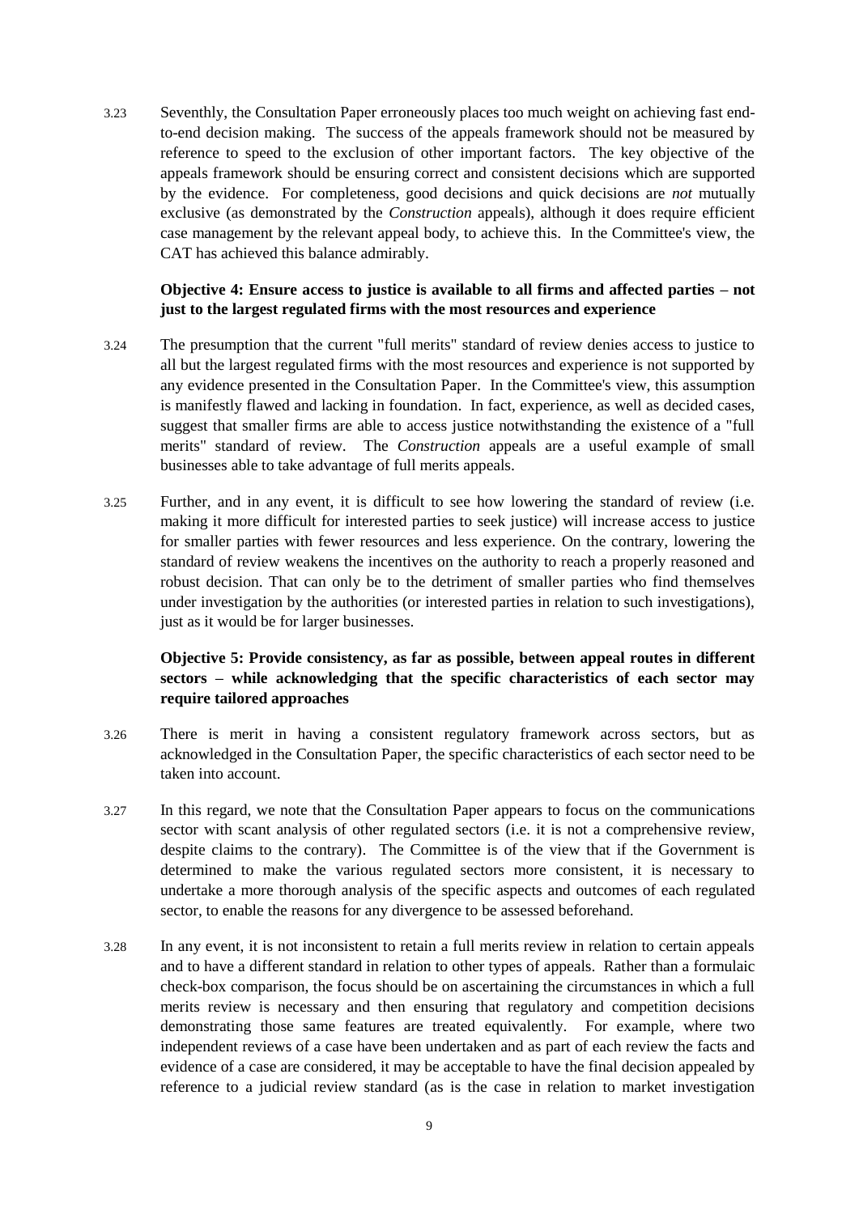3.23 Seventhly, the Consultation Paper erroneously places too much weight on achieving fast end-to-end decision making. The success of the appeals framework should not be measured by reference to speed to the exclusion of other important factors. The key objective of the appeals framework should be ensuring correct and consistent decisions which are supported by the evidence. For completeness, good decisions and quick decisions are *not* mutually exclusive (as demonstrated by the *Construction* appeals), although it does require efficient case management by the relevant appeal body, to achieve this. In the Committee's view, the CAT has achieved this balance admirably.

**Objective 4: Ensure access to justice is available to all firms and affected parties – not just to the largest regulated firms with the most resources and experience**

3.24 The presumption that the current "full merits" standard of review denies access to justice to all but the largest regulated firms with the most resources and experience is not supported by any evidence presented in the Consultation Paper. In the Committee's view, this assumption is manifestly flawed and lacking in foundation. In fact, experience, as well as decided cases, suggest that smaller firms are able to access justice notwithstanding the existence of a "full merits" standard of review. The *Construction* appeals are a useful example of small businesses able to take advantage of full merits appeals.

3.25 Further, and in any event, it is difficult to see how lowering the standard of review (i.e. making it more difficult for interested parties to seek justice) will increase access to justice for smaller parties with fewer resources and less experience. On the contrary, lowering the standard of review weakens the incentives on the authority to reach a properly reasoned and robust decision. That can only be to the detriment of smaller parties who find themselves under investigation by the authorities (or interested parties in relation to such investigations), just as it would be for larger businesses.

**Objective 5: Provide consistency, as far as possible, between appeal routes in different sectors – while acknowledging that the specific characteristics of each sector may require tailored approaches**

3.26 There is merit in having a consistent regulatory framework across sectors, but as acknowledged in the Consultation Paper, the specific characteristics of each sector need to be taken into account.

3.27 In this regard, we note that the Consultation Paper appears to focus on the communications sector with scant analysis of other regulated sectors (i.e. it is not a comprehensive review, despite claims to the contrary). The Committee is of the view that if the Government is determined to make the various regulated sectors more consistent, it is necessary to undertake a more thorough analysis of the specific aspects and outcomes of each regulated sector, to enable the reasons for any divergence to be assessed beforehand.

3.28 In any event, it is not inconsistent to retain a full merits review in relation to certain appeals and to have a different standard in relation to other types of appeals. Rather than a formulaic check-box comparison, the focus should be on ascertaining the circumstances in which a full merits review is necessary and then ensuring that regulatory and competition decisions demonstrating those same features are treated equivalently. For example, where two independent reviews of a case have been undertaken and as part of each review the facts and evidence of a case are considered, it may be acceptable to have the final decision appealed by reference to a judicial review standard (as is the case in relation to market investigation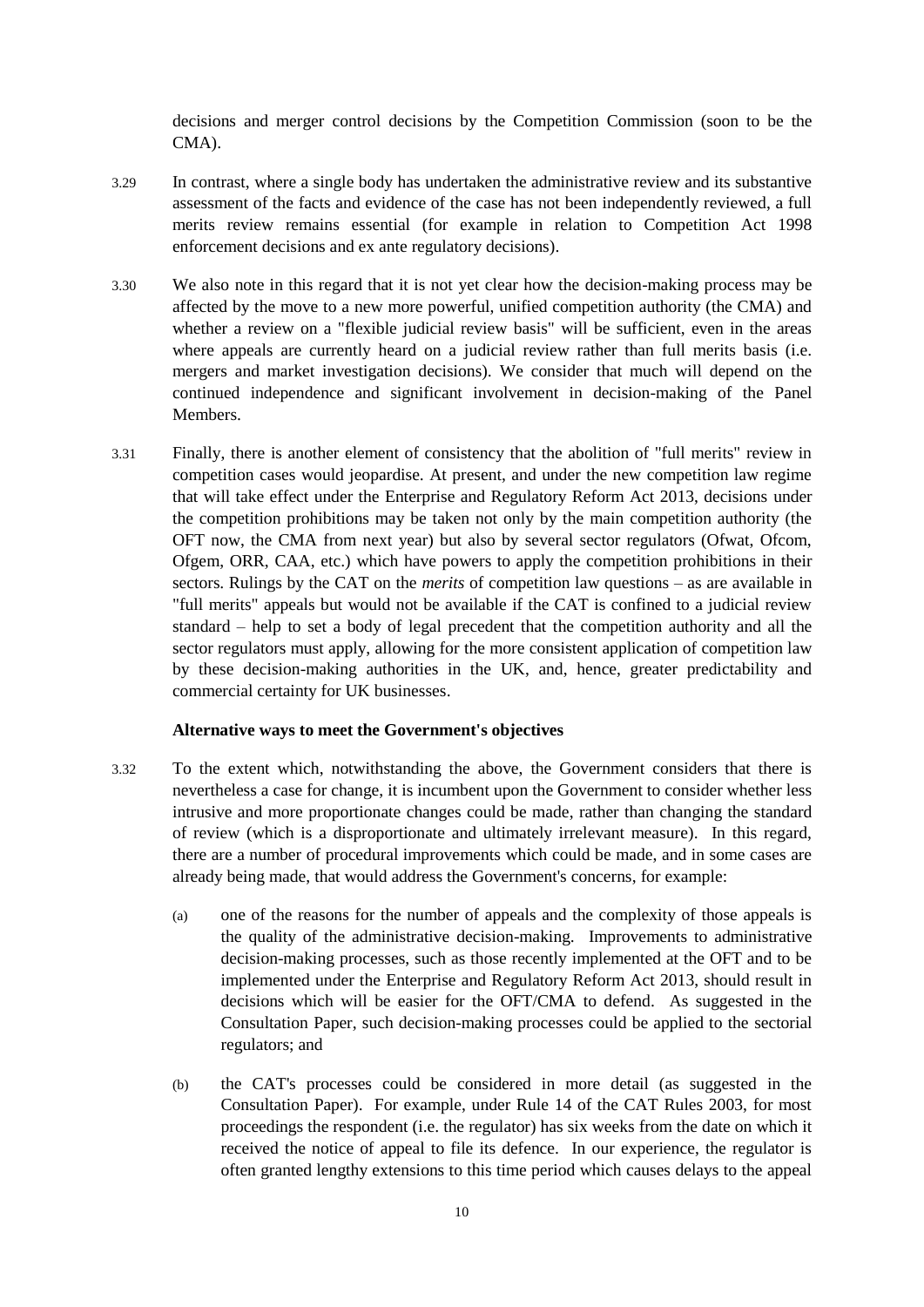decisions and merger control decisions by the Competition Commission (soon to be the CMA).

3.29 In contrast, where a single body has undertaken the administrative review and its substantive assessment of the facts and evidence of the case has not been independently reviewed, a full merits review remains essential (for example in relation to Competition Act 1998 enforcement decisions and ex ante regulatory decisions).

3.30 We also note in this regard that it is not yet clear how the decision-making process may be affected by the move to a new more powerful, unified competition authority (the CMA) and whether a review on a "flexible judicial review basis" will be sufficient, even in the areas where appeals are currently heard on a judicial review rather than full merits basis (i.e. mergers and market investigation decisions). We consider that much will depend on the continued independence and significant involvement in decision-making of the Panel Members.

3.31 Finally, there is another element of consistency that the abolition of "full merits" review in competition cases would jeopardise. At present, and under the new competition law regime that will take effect under the Enterprise and Regulatory Reform Act 2013, decisions under the competition prohibitions may be taken not only by the main competition authority (the OFT now, the CMA from next year) but also by several sector regulators (Ofwat, Ofcom, Ofgem, ORR, CAA, etc.) which have powers to apply the competition prohibitions in their sectors. Rulings by the CAT on the *merits* of competition law questions – as are available in "full merits" appeals but would not be available if the CAT is confined to a judicial review standard – help to set a body of legal precedent that the competition authority and all the sector regulators must apply, allowing for the more consistent application of competition law by these decision-making authorities in the UK, and, hence, greater predictability and commercial certainty for UK businesses.

**Alternative ways to meet the Government's objectives**

3.32 To the extent which, notwithstanding the above, the Government considers that there is nevertheless a case for change, it is incumbent upon the Government to consider whether less intrusive and more proportionate changes could be made, rather than changing the standard of review (which is a disproportionate and ultimately irrelevant measure). In this regard, there are a number of procedural improvements which could be made, and in some cases are already being made, that would address the Government's concerns, for example:

(a) one of the reasons for the number of appeals and the complexity of those appeals is the quality of the administrative decision-making. Improvements to administrative decision-making processes, such as those recently implemented at the OFT and to be implemented under the Enterprise and Regulatory Reform Act 2013, should result in decisions which will be easier for the OFT/CMA to defend. As suggested in the Consultation Paper, such decision-making processes could be applied to the sectorial regulators; and

(b) the CAT's processes could be considered in more detail (as suggested in the Consultation Paper). For example, under Rule 14 of the CAT Rules 2003, for most proceedings the respondent (i.e. the regulator) has six weeks from the date on which it received the notice of appeal to file its defence. In our experience, the regulator is often granted lengthy extensions to this time period which causes delays to the appeal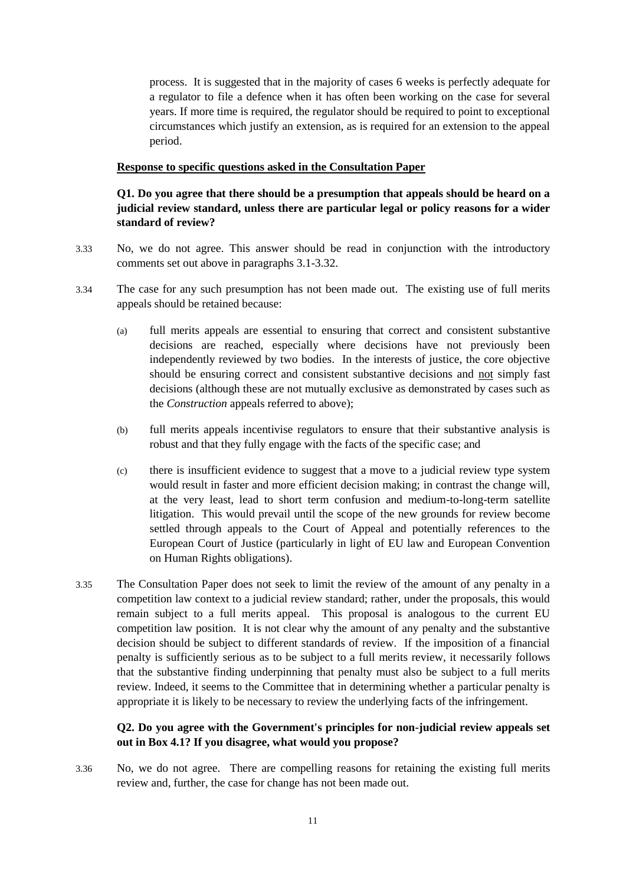process. It is suggested that in the majority of cases 6 weeks is perfectly adequate for a regulator to file a defence when it has often been working on the case for several years. If more time is required, the regulator should be required to point to exceptional circumstances which justify an extension, as is required for an extension to the appeal period.

**Response to specific questions asked in the Consultation Paper**

**Q1. Do you agree that there should be a presumption that appeals should be heard on a judicial review standard, unless there are particular legal or policy reasons for a wider standard of review?**

3.33 No, we do not agree. This answer should be read in conjunction with the introductory comments set out above in paragraphs 3.1-3.32.

3.34 The case for any such presumption has not been made out. The existing use of full merits appeals should be retained because:

(a) full merits appeals are essential to ensuring that correct and consistent substantive decisions are reached, especially where decisions have not previously been independently reviewed by two bodies. In the interests of justice, the core objective should be ensuring correct and consistent substantive decisions and not simply fast decisions (although these are not mutually exclusive as demonstrated by cases such as the *Construction* appeals referred to above);

(b) full merits appeals incentivise regulators to ensure that their substantive analysis is robust and that they fully engage with the facts of the specific case; and

(c) there is insufficient evidence to suggest that a move to a judicial review type system would result in faster and more efficient decision making; in contrast the change will, at the very least, lead to short term confusion and medium-to-long-term satellite litigation. This would prevail until the scope of the new grounds for review become settled through appeals to the Court of Appeal and potentially references to the European Court of Justice (particularly in light of EU law and European Convention on Human Rights obligations).

3.35 The Consultation Paper does not seek to limit the review of the amount of any penalty in a competition law context to a judicial review standard; rather, under the proposals, this would remain subject to a full merits appeal. This proposal is analogous to the current EU competition law position. It is not clear why the amount of any penalty and the substantive decision should be subject to different standards of review. If the imposition of a financial penalty is sufficiently serious as to be subject to a full merits review, it necessarily follows that the substantive finding underpinning that penalty must also be subject to a full merits review. Indeed, it seems to the Committee that in determining whether a particular penalty is appropriate it is likely to be necessary to review the underlying facts of the infringement.

**Q2. Do you agree with the Government's principles for non-judicial review appeals set out in Box 4.1? If you disagree, what would you propose?**

3.36 No, we do not agree. There are compelling reasons for retaining the existing full merits review and, further, the case for change has not been made out.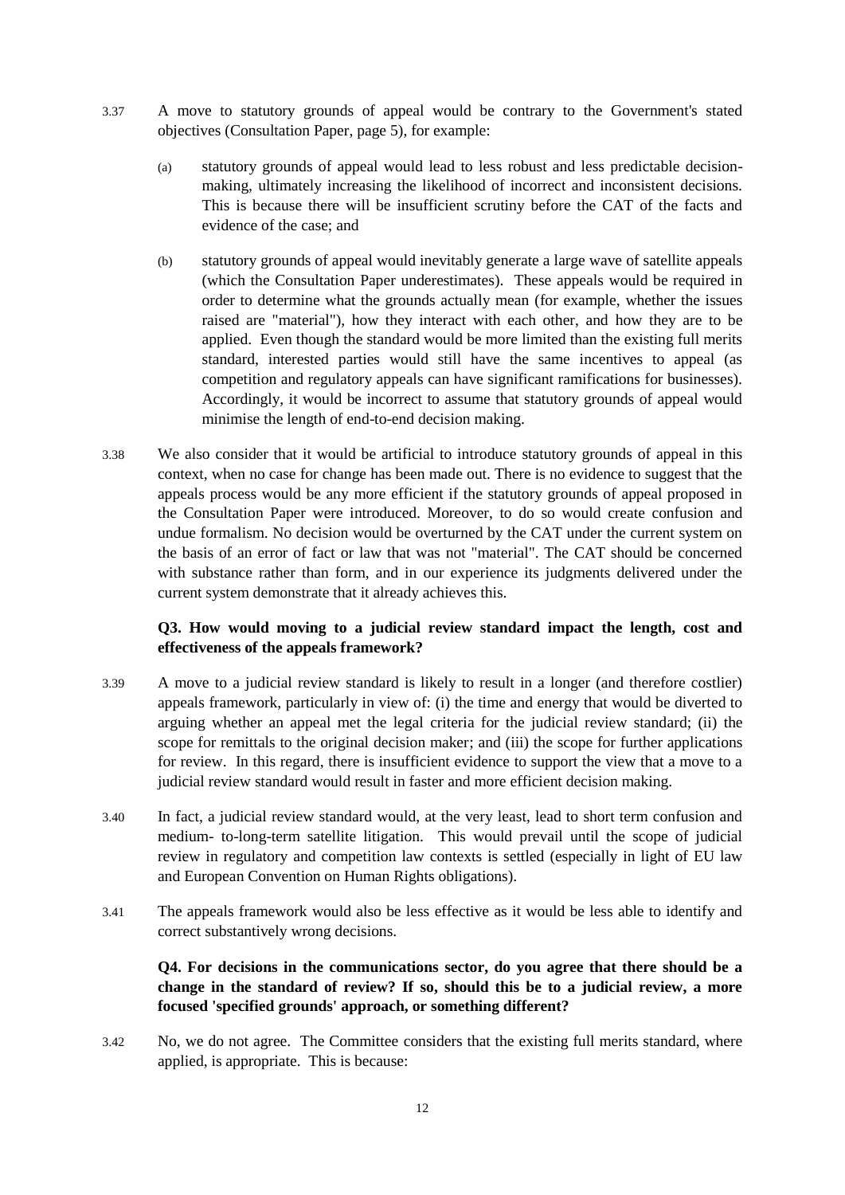3.37 A move to statutory grounds of appeal would be contrary to the Government's stated objectives (Consultation Paper, page 5), for example:

(a) statutory grounds of appeal would lead to less robust and less predictable decision-making, ultimately increasing the likelihood of incorrect and inconsistent decisions. This is because there will be insufficient scrutiny before the CAT of the facts and evidence of the case; and

(b) statutory grounds of appeal would inevitably generate a large wave of satellite appeals (which the Consultation Paper underestimates). These appeals would be required in order to determine what the grounds actually mean (for example, whether the issues raised are "material"), how they interact with each other, and how they are to be applied. Even though the standard would be more limited than the existing full merits standard, interested parties would still have the same incentives to appeal (as competition and regulatory appeals can have significant ramifications for businesses). Accordingly, it would be incorrect to assume that statutory grounds of appeal would minimise the length of end-to-end decision making.

3.38 We also consider that it would be artificial to introduce statutory grounds of appeal in this context, when no case for change has been made out. There is no evidence to suggest that the appeals process would be any more efficient if the statutory grounds of appeal proposed in the Consultation Paper were introduced. Moreover, to do so would create confusion and undue formalism. No decision would be overturned by the CAT under the current system on the basis of an error of fact or law that was not "material". The CAT should be concerned with substance rather than form, and in our experience its judgments delivered under the current system demonstrate that it already achieves this.

**Q3. How would moving to a judicial review standard impact the length, cost and effectiveness of the appeals framework?**

3.39 A move to a judicial review standard is likely to result in a longer (and therefore costlier) appeals framework, particularly in view of: (i) the time and energy that would be diverted to arguing whether an appeal met the legal criteria for the judicial review standard; (ii) the scope for remittals to the original decision maker; and (iii) the scope for further applications for review. In this regard, there is insufficient evidence to support the view that a move to a judicial review standard would result in faster and more efficient decision making.

3.40 In fact, a judicial review standard would, at the very least, lead to short term confusion and medium- to-long-term satellite litigation. This would prevail until the scope of judicial review in regulatory and competition law contexts is settled (especially in light of EU law and European Convention on Human Rights obligations).

3.41 The appeals framework would also be less effective as it would be less able to identify and correct substantively wrong decisions.

**Q4. For decisions in the communications sector, do you agree that there should be a change in the standard of review? If so, should this be to a judicial review, a more focused 'specified grounds' approach, or something different?**

3.42 No, we do not agree. The Committee considers that the existing full merits standard, where applied, is appropriate. This is because: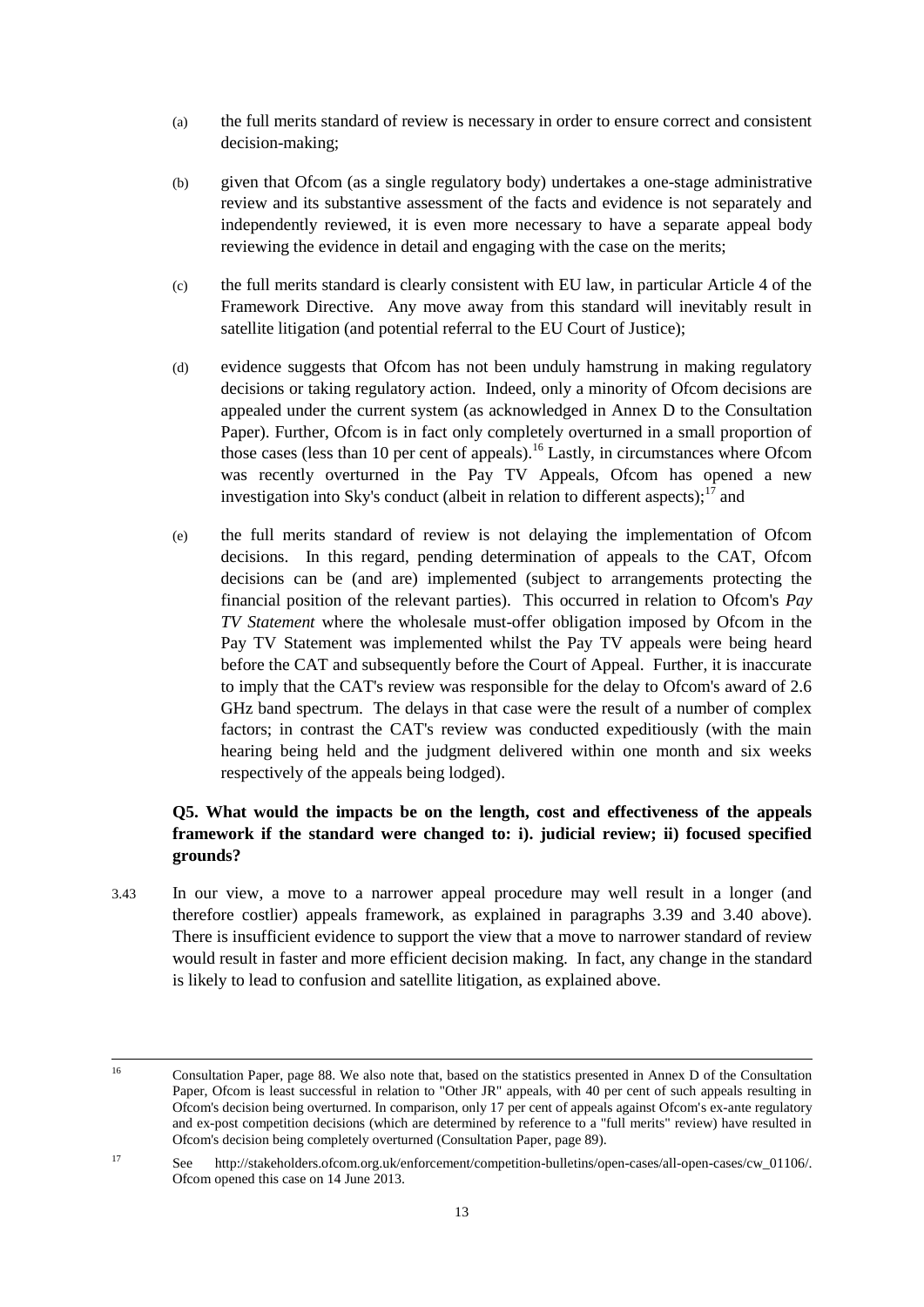(a) the full merits standard of review is necessary in order to ensure correct and consistent decision-making;

(b) given that Ofcom (as a single regulatory body) undertakes a one-stage administrative review and its substantive assessment of the facts and evidence is not separately and independently reviewed, it is even more necessary to have a separate appeal body reviewing the evidence in detail and engaging with the case on the merits;

(c) the full merits standard is clearly consistent with EU law, in particular Article 4 of the Framework Directive. Any move away from this standard will inevitably result in satellite litigation (and potential referral to the EU Court of Justice);

(d) evidence suggests that Ofcom has not been unduly hamstrung in making regulatory decisions or taking regulatory action. Indeed, only a minority of Ofcom decisions are appealed under the current system (as acknowledged in Annex D to the Consultation Paper). Further, Ofcom is in fact only completely overturned in a small proportion of those cases (less than 10 per cent of appeals).[16] Lastly, in circumstances where Ofcom was recently overturned in the Pay TV Appeals, Ofcom has opened a new investigation into Sky's conduct (albeit in relation to different aspects);[17] and

(e) the full merits standard of review is not delaying the implementation of Ofcom decisions. In this regard, pending determination of appeals to the CAT, Ofcom decisions can be (and are) implemented (subject to arrangements protecting the financial position of the relevant parties). This occurred in relation to Ofcom's *Pay TV Statement* where the wholesale must-offer obligation imposed by Ofcom in the Pay TV Statement was implemented whilst the Pay TV appeals were being heard before the CAT and subsequently before the Court of Appeal. Further, it is inaccurate to imply that the CAT's review was responsible for the delay to Ofcom's award of 2.6 GHz band spectrum. The delays in that case were the result of a number of complex factors; in contrast the CAT's review was conducted expeditiously (with the main hearing being held and the judgment delivered within one month and six weeks respectively of the appeals being lodged).

**Q5. What would the impacts be on the length, cost and effectiveness of the appeals framework if the standard were changed to: i). judicial review; ii) focused specified grounds?**

3.43 In our view, a move to a narrower appeal procedure may well result in a longer (and therefore costlier) appeals framework, as explained in paragraphs 3.39 and 3.40 above). There is insufficient evidence to support the view that a move to narrower standard of review would result in faster and more efficient decision making. In fact, any change in the standard is likely to lead to confusion and satellite litigation, as explained above.

---

[16] Consultation Paper, page 88. We also note that, based on the statistics presented in Annex D of the Consultation Paper, Ofcom is least successful in relation to "Other JR" appeals, with 40 per cent of such appeals resulting in Ofcom's decision being overturned. In comparison, only 17 per cent of appeals against Ofcom's ex-ante regulatory and ex-post competition decisions (which are determined by reference to a "full merits" review) have resulted in Ofcom's decision being completely overturned (Consultation Paper, page 89).

[17] See http://stakeholders.ofcom.org.uk/enforcement/competition-bulletins/open-cases/all-open-cases/cw_01106/. Ofcom opened this case on 14 June 2013.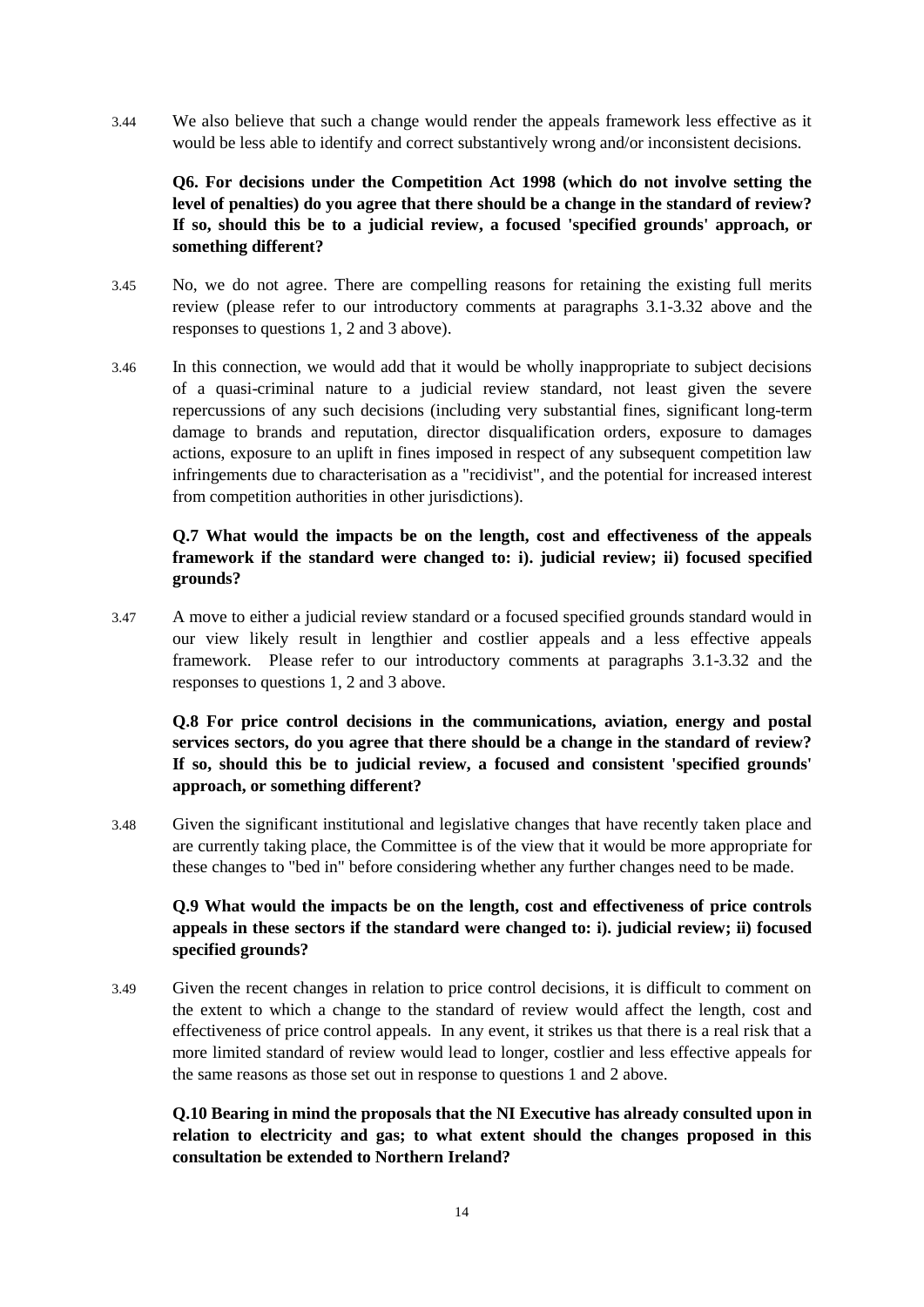3.44 We also believe that such a change would render the appeals framework less effective as it would be less able to identify and correct substantively wrong and/or inconsistent decisions.

**Q6. For decisions under the Competition Act 1998 (which do not involve setting the level of penalties) do you agree that there should be a change in the standard of review? If so, should this be to a judicial review, a focused 'specified grounds' approach, or something different?**

3.45 No, we do not agree. There are compelling reasons for retaining the existing full merits review (please refer to our introductory comments at paragraphs 3.1-3.32 above and the responses to questions 1, 2 and 3 above).

3.46 In this connection, we would add that it would be wholly inappropriate to subject decisions of a quasi-criminal nature to a judicial review standard, not least given the severe repercussions of any such decisions (including very substantial fines, significant long-term damage to brands and reputation, director disqualification orders, exposure to damages actions, exposure to an uplift in fines imposed in respect of any subsequent competition law infringements due to characterisation as a "recidivist", and the potential for increased interest from competition authorities in other jurisdictions).

**Q.7 What would the impacts be on the length, cost and effectiveness of the appeals framework if the standard were changed to: i). judicial review; ii) focused specified grounds?**

3.47 A move to either a judicial review standard or a focused specified grounds standard would in our view likely result in lengthier and costlier appeals and a less effective appeals framework. Please refer to our introductory comments at paragraphs 3.1-3.32 and the responses to questions 1, 2 and 3 above.

**Q.8 For price control decisions in the communications, aviation, energy and postal services sectors, do you agree that there should be a change in the standard of review? If so, should this be to judicial review, a focused and consistent 'specified grounds' approach, or something different?**

3.48 Given the significant institutional and legislative changes that have recently taken place and are currently taking place, the Committee is of the view that it would be more appropriate for these changes to "bed in" before considering whether any further changes need to be made.

**Q.9 What would the impacts be on the length, cost and effectiveness of price controls appeals in these sectors if the standard were changed to: i). judicial review; ii) focused specified grounds?**

3.49 Given the recent changes in relation to price control decisions, it is difficult to comment on the extent to which a change to the standard of review would affect the length, cost and effectiveness of price control appeals. In any event, it strikes us that there is a real risk that a more limited standard of review would lead to longer, costlier and less effective appeals for the same reasons as those set out in response to questions 1 and 2 above.

**Q.10 Bearing in mind the proposals that the NI Executive has already consulted upon in relation to electricity and gas; to what extent should the changes proposed in this consultation be extended to Northern Ireland?**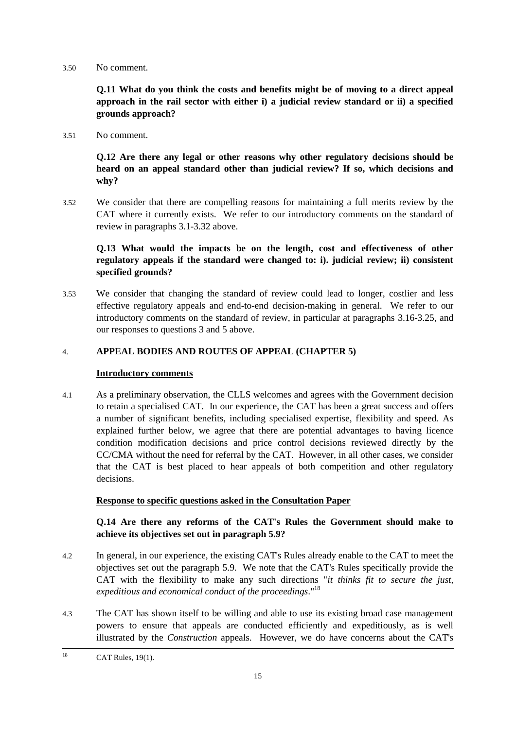3.50 No comment.

**Q.11 What do you think the costs and benefits might be of moving to a direct appeal approach in the rail sector with either i) a judicial review standard or ii) a specified grounds approach?**

3.51 No comment.

**Q.12 Are there any legal or other reasons why other regulatory decisions should be heard on an appeal standard other than judicial review? If so, which decisions and why?**

3.52 We consider that there are compelling reasons for maintaining a full merits review by the CAT where it currently exists. We refer to our introductory comments on the standard of review in paragraphs 3.1-3.32 above.

**Q.13 What would the impacts be on the length, cost and effectiveness of other regulatory appeals if the standard were changed to: i). judicial review; ii) consistent specified grounds?**

3.53 We consider that changing the standard of review could lead to longer, costlier and less effective regulatory appeals and end-to-end decision-making in general. We refer to our introductory comments on the standard of review, in particular at paragraphs 3.16-3.25, and our responses to questions 3 and 5 above.

## 4. APPEAL BODIES AND ROUTES OF APPEAL (CHAPTER 5)

**Introductory comments**

4.1 As a preliminary observation, the CLLS welcomes and agrees with the Government decision to retain a specialised CAT. In our experience, the CAT has been a great success and offers a number of significant benefits, including specialised expertise, flexibility and speed. As explained further below, we agree that there are potential advantages to having licence condition modification decisions and price control decisions reviewed directly by the CC/CMA without the need for referral by the CAT. However, in all other cases, we consider that the CAT is best placed to hear appeals of both competition and other regulatory decisions.

**Response to specific questions asked in the Consultation Paper**

**Q.14 Are there any reforms of the CAT's Rules the Government should make to achieve its objectives set out in paragraph 5.9?**

4.2 In general, in our experience, the existing CAT's Rules already enable to the CAT to meet the objectives set out the paragraph 5.9. We note that the CAT's Rules specifically provide the CAT with the flexibility to make any such directions "*it thinks fit to secure the just, expeditious and economical conduct of the proceedings*."[18]

4.3 The CAT has shown itself to be willing and able to use its existing broad case management powers to ensure that appeals are conducted efficiently and expeditiously, as is well illustrated by the *Construction* appeals. However, we do have concerns about the CAT's

---

[18] CAT Rules, 19(1).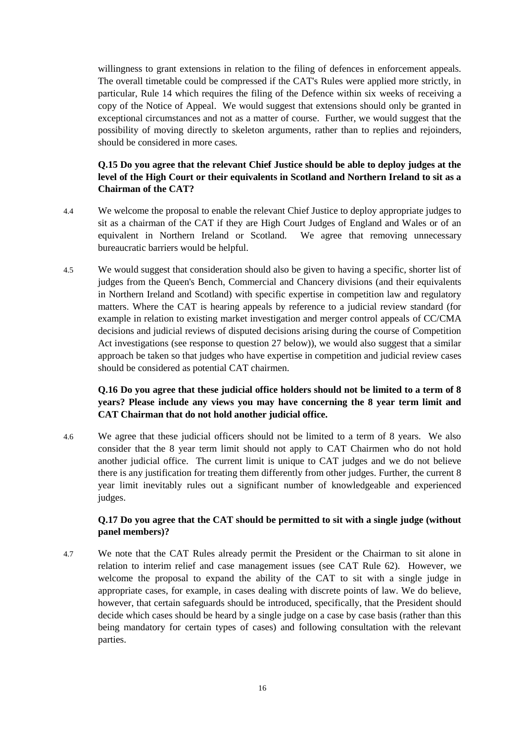willingness to grant extensions in relation to the filing of defences in enforcement appeals. The overall timetable could be compressed if the CAT's Rules were applied more strictly, in particular, Rule 14 which requires the filing of the Defence within six weeks of receiving a copy of the Notice of Appeal. We would suggest that extensions should only be granted in exceptional circumstances and not as a matter of course. Further, we would suggest that the possibility of moving directly to skeleton arguments, rather than to replies and rejoinders, should be considered in more cases.

**Q.15 Do you agree that the relevant Chief Justice should be able to deploy judges at the level of the High Court or their equivalents in Scotland and Northern Ireland to sit as a Chairman of the CAT?**

4.4 We welcome the proposal to enable the relevant Chief Justice to deploy appropriate judges to sit as a chairman of the CAT if they are High Court Judges of England and Wales or of an equivalent in Northern Ireland or Scotland. We agree that removing unnecessary bureaucratic barriers would be helpful.

4.5 We would suggest that consideration should also be given to having a specific, shorter list of judges from the Queen's Bench, Commercial and Chancery divisions (and their equivalents in Northern Ireland and Scotland) with specific expertise in competition law and regulatory matters. Where the CAT is hearing appeals by reference to a judicial review standard (for example in relation to existing market investigation and merger control appeals of CC/CMA decisions and judicial reviews of disputed decisions arising during the course of Competition Act investigations (see response to question 27 below)), we would also suggest that a similar approach be taken so that judges who have expertise in competition and judicial review cases should be considered as potential CAT chairmen.

**Q.16 Do you agree that these judicial office holders should not be limited to a term of 8 years? Please include any views you may have concerning the 8 year term limit and CAT Chairman that do not hold another judicial office.**

4.6 We agree that these judicial officers should not be limited to a term of 8 years. We also consider that the 8 year term limit should not apply to CAT Chairmen who do not hold another judicial office. The current limit is unique to CAT judges and we do not believe there is any justification for treating them differently from other judges. Further, the current 8 year limit inevitably rules out a significant number of knowledgeable and experienced judges.

**Q.17 Do you agree that the CAT should be permitted to sit with a single judge (without panel members)?**

4.7 We note that the CAT Rules already permit the President or the Chairman to sit alone in relation to interim relief and case management issues (see CAT Rule 62). However, we welcome the proposal to expand the ability of the CAT to sit with a single judge in appropriate cases, for example, in cases dealing with discrete points of law. We do believe, however, that certain safeguards should be introduced, specifically, that the President should decide which cases should be heard by a single judge on a case by case basis (rather than this being mandatory for certain types of cases) and following consultation with the relevant parties.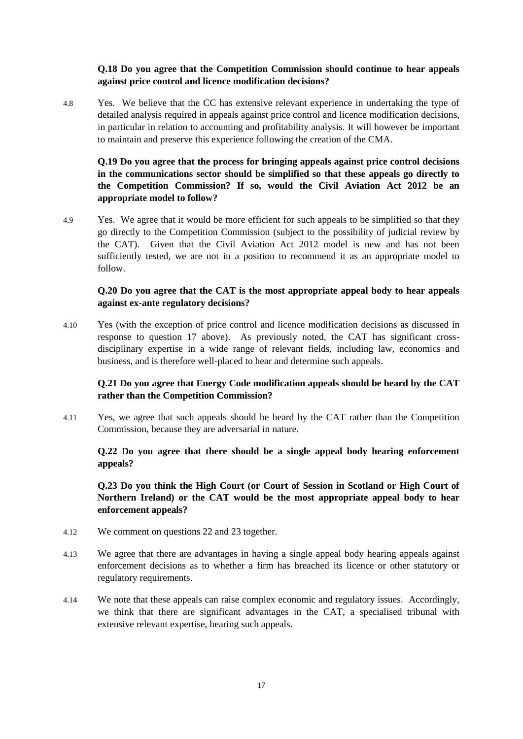**Q.18 Do you agree that the Competition Commission should continue to hear appeals against price control and licence modification decisions?**

4.8 Yes. We believe that the CC has extensive relevant experience in undertaking the type of detailed analysis required in appeals against price control and licence modification decisions, in particular in relation to accounting and profitability analysis. It will however be important to maintain and preserve this experience following the creation of the CMA.

**Q.19 Do you agree that the process for bringing appeals against price control decisions in the communications sector should be simplified so that these appeals go directly to the Competition Commission? If so, would the Civil Aviation Act 2012 be an appropriate model to follow?**

4.9 Yes. We agree that it would be more efficient for such appeals to be simplified so that they go directly to the Competition Commission (subject to the possibility of judicial review by the CAT). Given that the Civil Aviation Act 2012 model is new and has not been sufficiently tested, we are not in a position to recommend it as an appropriate model to follow.

**Q.20 Do you agree that the CAT is the most appropriate appeal body to hear appeals against ex-ante regulatory decisions?**

4.10 Yes (with the exception of price control and licence modification decisions as discussed in response to question 17 above). As previously noted, the CAT has significant cross-disciplinary expertise in a wide range of relevant fields, including law, economics and business, and is therefore well-placed to hear and determine such appeals.

**Q.21 Do you agree that Energy Code modification appeals should be heard by the CAT rather than the Competition Commission?**

4.11 Yes, we agree that such appeals should be heard by the CAT rather than the Competition Commission, because they are adversarial in nature.

**Q.22 Do you agree that there should be a single appeal body hearing enforcement appeals?**

**Q.23 Do you think the High Court (or Court of Session in Scotland or High Court of Northern Ireland) or the CAT would be the most appropriate appeal body to hear enforcement appeals?**

4.12 We comment on questions 22 and 23 together.

4.13 We agree that there are advantages in having a single appeal body hearing appeals against enforcement decisions as to whether a firm has breached its licence or other statutory or regulatory requirements.

4.14 We note that these appeals can raise complex economic and regulatory issues. Accordingly, we think that there are significant advantages in the CAT, a specialised tribunal with extensive relevant expertise, hearing such appeals.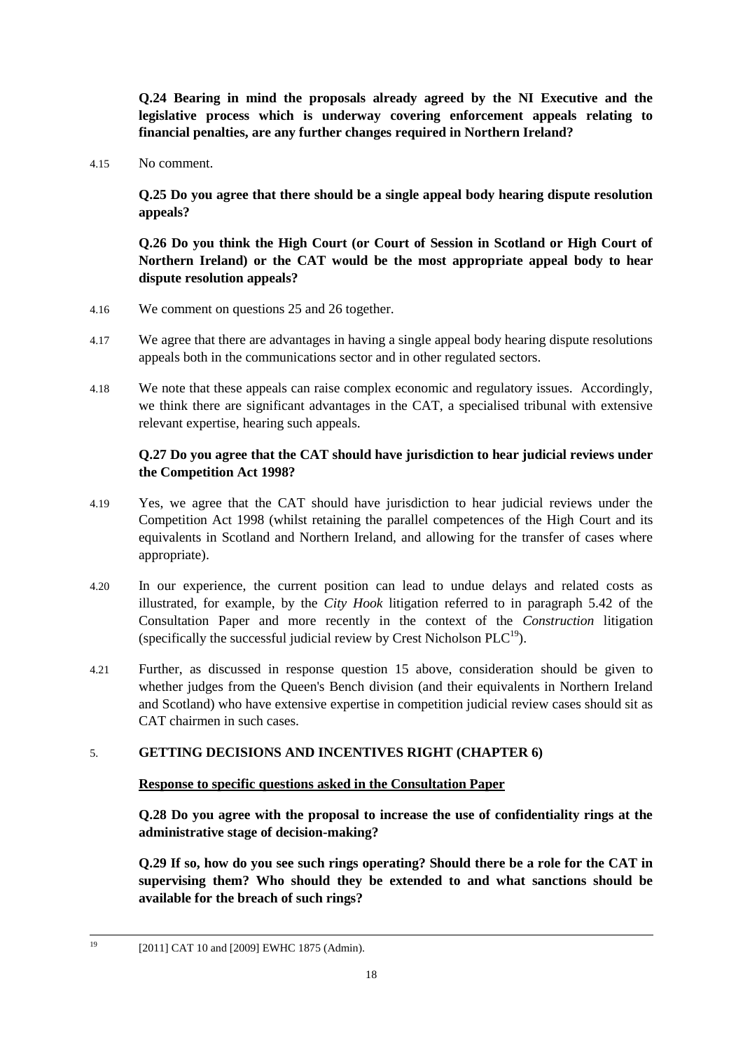**Q.24 Bearing in mind the proposals already agreed by the NI Executive and the legislative process which is underway covering enforcement appeals relating to financial penalties, are any further changes required in Northern Ireland?**

4.15 No comment.

**Q.25 Do you agree that there should be a single appeal body hearing dispute resolution appeals?**

**Q.26 Do you think the High Court (or Court of Session in Scotland or High Court of Northern Ireland) or the CAT would be the most appropriate appeal body to hear dispute resolution appeals?**

4.16 We comment on questions 25 and 26 together.

4.17 We agree that there are advantages in having a single appeal body hearing dispute resolutions appeals both in the communications sector and in other regulated sectors.

4.18 We note that these appeals can raise complex economic and regulatory issues. Accordingly, we think there are significant advantages in the CAT, a specialised tribunal with extensive relevant expertise, hearing such appeals.

**Q.27 Do you agree that the CAT should have jurisdiction to hear judicial reviews under the Competition Act 1998?**

4.19 Yes, we agree that the CAT should have jurisdiction to hear judicial reviews under the Competition Act 1998 (whilst retaining the parallel competences of the High Court and its equivalents in Scotland and Northern Ireland, and allowing for the transfer of cases where appropriate).

4.20 In our experience, the current position can lead to undue delays and related costs as illustrated, for example, by the *City Hook* litigation referred to in paragraph 5.42 of the Consultation Paper and more recently in the context of the *Construction* litigation (specifically the successful judicial review by Crest Nicholson PLC[19]).

4.21 Further, as discussed in response question 15 above, consideration should be given to whether judges from the Queen's Bench division (and their equivalents in Northern Ireland and Scotland) who have extensive expertise in competition judicial review cases should sit as CAT chairmen in such cases.

## 5. GETTING DECISIONS AND INCENTIVES RIGHT (CHAPTER 6)

**Response to specific questions asked in the Consultation Paper**

**Q.28 Do you agree with the proposal to increase the use of confidentiality rings at the administrative stage of decision-making?**

**Q.29 If so, how do you see such rings operating? Should there be a role for the CAT in supervising them? Who should they be extended to and what sanctions should be available for the breach of such rings?**

---

[19] [2011] CAT 10 and [2009] EWHC 1875 (Admin).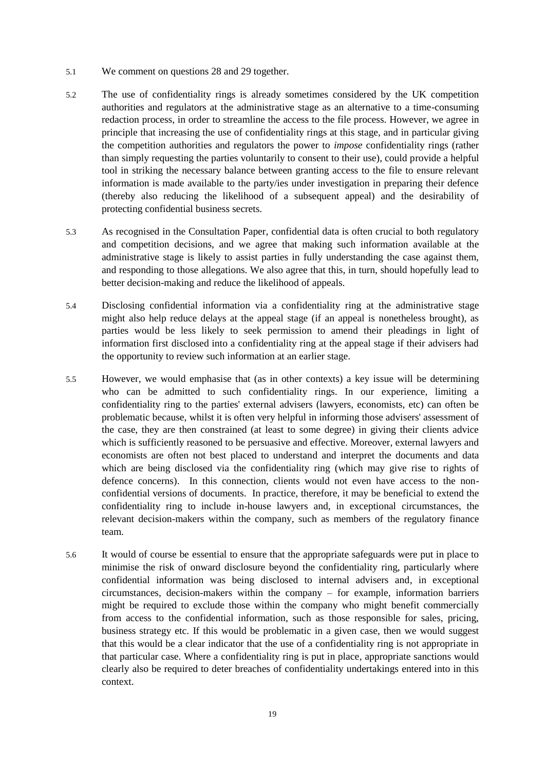5.1 We comment on questions 28 and 29 together.

5.2 The use of confidentiality rings is already sometimes considered by the UK competition authorities and regulators at the administrative stage as an alternative to a time-consuming redaction process, in order to streamline the access to the file process. However, we agree in principle that increasing the use of confidentiality rings at this stage, and in particular giving the competition authorities and regulators the power to *impose* confidentiality rings (rather than simply requesting the parties voluntarily to consent to their use), could provide a helpful tool in striking the necessary balance between granting access to the file to ensure relevant information is made available to the party/ies under investigation in preparing their defence (thereby also reducing the likelihood of a subsequent appeal) and the desirability of protecting confidential business secrets.

5.3 As recognised in the Consultation Paper, confidential data is often crucial to both regulatory and competition decisions, and we agree that making such information available at the administrative stage is likely to assist parties in fully understanding the case against them, and responding to those allegations. We also agree that this, in turn, should hopefully lead to better decision-making and reduce the likelihood of appeals.

5.4 Disclosing confidential information via a confidentiality ring at the administrative stage might also help reduce delays at the appeal stage (if an appeal is nonetheless brought), as parties would be less likely to seek permission to amend their pleadings in light of information first disclosed into a confidentiality ring at the appeal stage if their advisers had the opportunity to review such information at an earlier stage.

5.5 However, we would emphasise that (as in other contexts) a key issue will be determining who can be admitted to such confidentiality rings. In our experience, limiting a confidentiality ring to the parties' external advisers (lawyers, economists, etc) can often be problematic because, whilst it is often very helpful in informing those advisers' assessment of the case, they are then constrained (at least to some degree) in giving their clients advice which is sufficiently reasoned to be persuasive and effective. Moreover, external lawyers and economists are often not best placed to understand and interpret the documents and data which are being disclosed via the confidentiality ring (which may give rise to rights of defence concerns). In this connection, clients would not even have access to the non-confidential versions of documents. In practice, therefore, it may be beneficial to extend the confidentiality ring to include in-house lawyers and, in exceptional circumstances, the relevant decision-makers within the company, such as members of the regulatory finance team.

5.6 It would of course be essential to ensure that the appropriate safeguards were put in place to minimise the risk of onward disclosure beyond the confidentiality ring, particularly where confidential information was being disclosed to internal advisers and, in exceptional circumstances, decision-makers within the company – for example, information barriers might be required to exclude those within the company who might benefit commercially from access to the confidential information, such as those responsible for sales, pricing, business strategy etc. If this would be problematic in a given case, then we would suggest that this would be a clear indicator that the use of a confidentiality ring is not appropriate in that particular case. Where a confidentiality ring is put in place, appropriate sanctions would clearly also be required to deter breaches of confidentiality undertakings entered into in this context.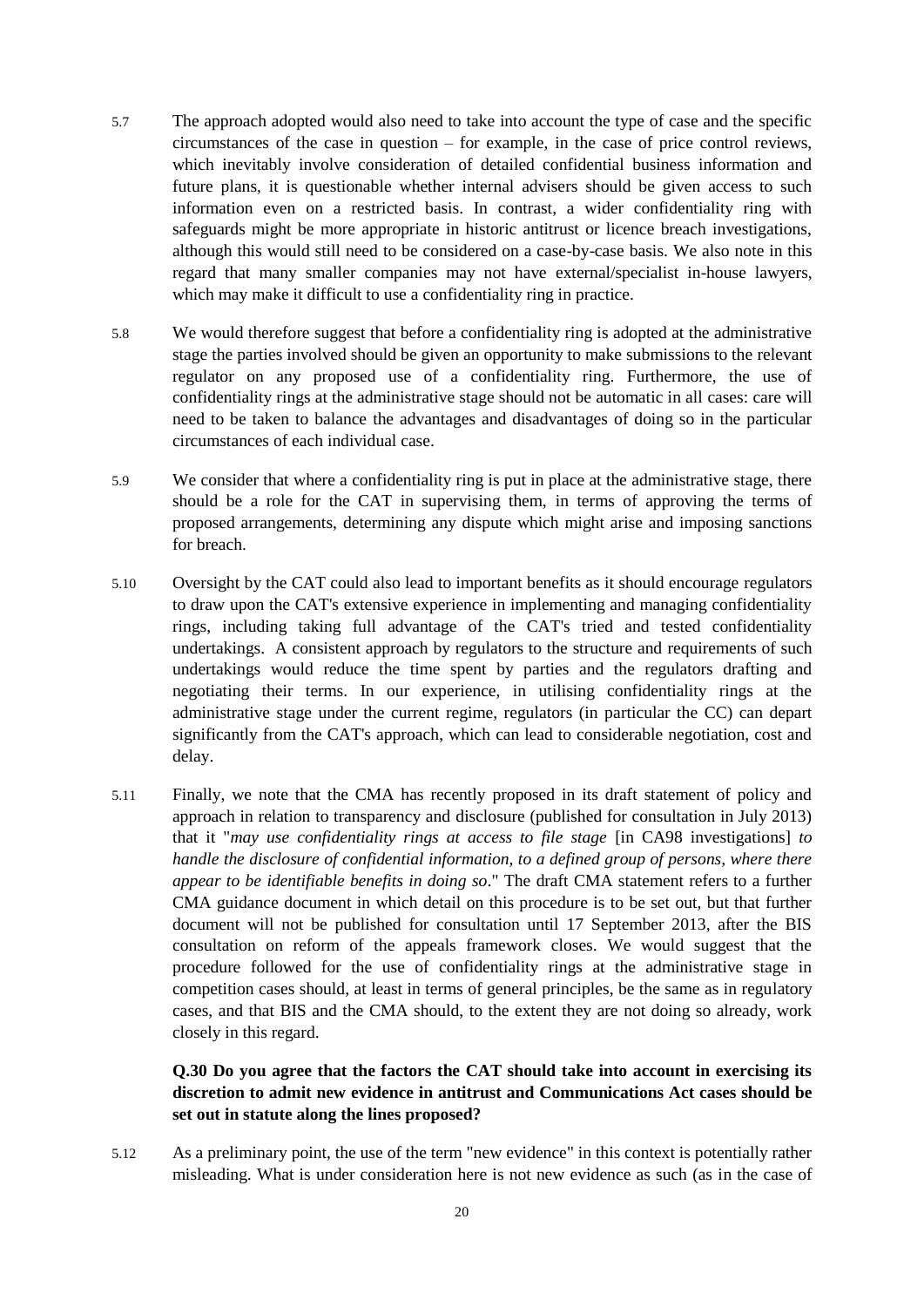5.7 The approach adopted would also need to take into account the type of case and the specific circumstances of the case in question – for example, in the case of price control reviews, which inevitably involve consideration of detailed confidential business information and future plans, it is questionable whether internal advisers should be given access to such information even on a restricted basis. In contrast, a wider confidentiality ring with safeguards might be more appropriate in historic antitrust or licence breach investigations, although this would still need to be considered on a case-by-case basis. We also note in this regard that many smaller companies may not have external/specialist in-house lawyers, which may make it difficult to use a confidentiality ring in practice.

5.8 We would therefore suggest that before a confidentiality ring is adopted at the administrative stage the parties involved should be given an opportunity to make submissions to the relevant regulator on any proposed use of a confidentiality ring. Furthermore, the use of confidentiality rings at the administrative stage should not be automatic in all cases: care will need to be taken to balance the advantages and disadvantages of doing so in the particular circumstances of each individual case.

5.9 We consider that where a confidentiality ring is put in place at the administrative stage, there should be a role for the CAT in supervising them, in terms of approving the terms of proposed arrangements, determining any dispute which might arise and imposing sanctions for breach.

5.10 Oversight by the CAT could also lead to important benefits as it should encourage regulators to draw upon the CAT's extensive experience in implementing and managing confidentiality rings, including taking full advantage of the CAT's tried and tested confidentiality undertakings. A consistent approach by regulators to the structure and requirements of such undertakings would reduce the time spent by parties and the regulators drafting and negotiating their terms. In our experience, in utilising confidentiality rings at the administrative stage under the current regime, regulators (in particular the CC) can depart significantly from the CAT's approach, which can lead to considerable negotiation, cost and delay.

5.11 Finally, we note that the CMA has recently proposed in its draft statement of policy and approach in relation to transparency and disclosure (published for consultation in July 2013) that it "*may use confidentiality rings at access to file stage* [in CA98 investigations] *to handle the disclosure of confidential information, to a defined group of persons, where there appear to be identifiable benefits in doing so*." The draft CMA statement refers to a further CMA guidance document in which detail on this procedure is to be set out, but that further document will not be published for consultation until 17 September 2013, after the BIS consultation on reform of the appeals framework closes. We would suggest that the procedure followed for the use of confidentiality rings at the administrative stage in competition cases should, at least in terms of general principles, be the same as in regulatory cases, and that BIS and the CMA should, to the extent they are not doing so already, work closely in this regard.

**Q.30 Do you agree that the factors the CAT should take into account in exercising its discretion to admit new evidence in antitrust and Communications Act cases should be set out in statute along the lines proposed?**

5.12 As a preliminary point, the use of the term "new evidence" in this context is potentially rather misleading. What is under consideration here is not new evidence as such (as in the case of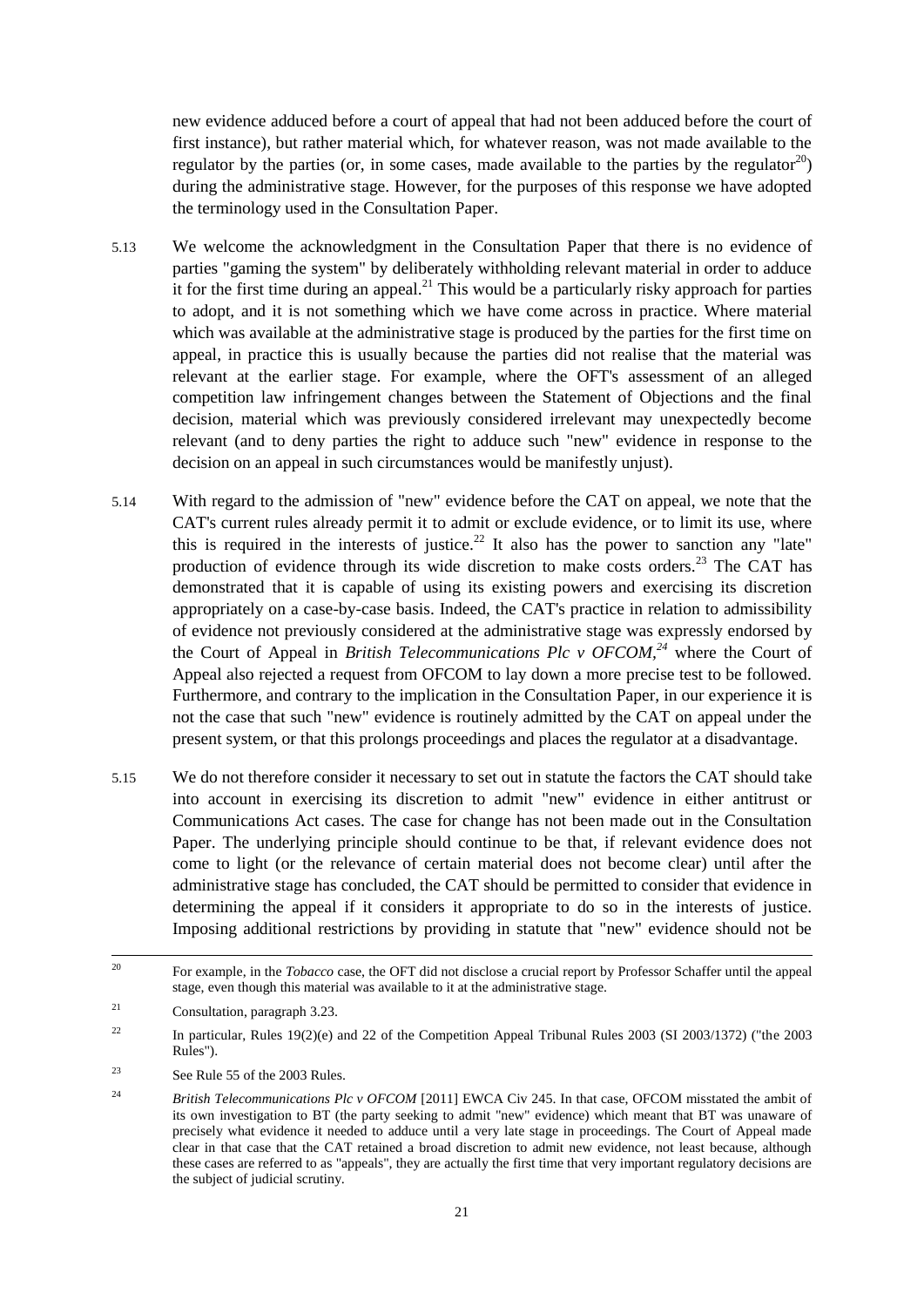new evidence adduced before a court of appeal that had not been adduced before the court of first instance), but rather material which, for whatever reason, was not made available to the regulator by the parties (or, in some cases, made available to the parties by the regulator[20]) during the administrative stage. However, for the purposes of this response we have adopted the terminology used in the Consultation Paper.

5.13 We welcome the acknowledgment in the Consultation Paper that there is no evidence of parties "gaming the system" by deliberately withholding relevant material in order to adduce it for the first time during an appeal.[21] This would be a particularly risky approach for parties to adopt, and it is not something which we have come across in practice. Where material which was available at the administrative stage is produced by the parties for the first time on appeal, in practice this is usually because the parties did not realise that the material was relevant at the earlier stage. For example, where the OFT's assessment of an alleged competition law infringement changes between the Statement of Objections and the final decision, material which was previously considered irrelevant may unexpectedly become relevant (and to deny parties the right to adduce such "new" evidence in response to the decision on an appeal in such circumstances would be manifestly unjust).

5.14 With regard to the admission of "new" evidence before the CAT on appeal, we note that the CAT's current rules already permit it to admit or exclude evidence, or to limit its use, where this is required in the interests of justice.[22] It also has the power to sanction any "late" production of evidence through its wide discretion to make costs orders.[23] The CAT has demonstrated that it is capable of using its existing powers and exercising its discretion appropriately on a case-by-case basis. Indeed, the CAT's practice in relation to admissibility of evidence not previously considered at the administrative stage was expressly endorsed by the Court of Appeal in *British Telecommunications Plc v OFCOM*,[24] where the Court of Appeal also rejected a request from OFCOM to lay down a more precise test to be followed. Furthermore, and contrary to the implication in the Consultation Paper, in our experience it is not the case that such "new" evidence is routinely admitted by the CAT on appeal under the present system, or that this prolongs proceedings and places the regulator at a disadvantage.

5.15 We do not therefore consider it necessary to set out in statute the factors the CAT should take into account in exercising its discretion to admit "new" evidence in either antitrust or Communications Act cases. The case for change has not been made out in the Consultation Paper. The underlying principle should continue to be that, if relevant evidence does not come to light (or the relevance of certain material does not become clear) until after the administrative stage has concluded, the CAT should be permitted to consider that evidence in determining the appeal if it considers it appropriate to do so in the interests of justice. Imposing additional restrictions by providing in statute that "new" evidence should not be

---

[20] For example, in the *Tobacco* case, the OFT did not disclose a crucial report by Professor Schaffer until the appeal stage, even though this material was available to it at the administrative stage.

[21] Consultation, paragraph 3.23.

[22] In particular, Rules 19(2)(e) and 22 of the Competition Appeal Tribunal Rules 2003 (SI 2003/1372) ("the 2003 Rules").

[23] See Rule 55 of the 2003 Rules.

[24] *British Telecommunications Plc v OFCOM* [2011] EWCA Civ 245. In that case, OFCOM misstated the ambit of its own investigation to BT (the party seeking to admit "new" evidence) which meant that BT was unaware of precisely what evidence it needed to adduce until a very late stage in proceedings. The Court of Appeal made clear in that case that the CAT retained a broad discretion to admit new evidence, not least because, although these cases are referred to as "appeals", they are actually the first time that very important regulatory decisions are the subject of judicial scrutiny.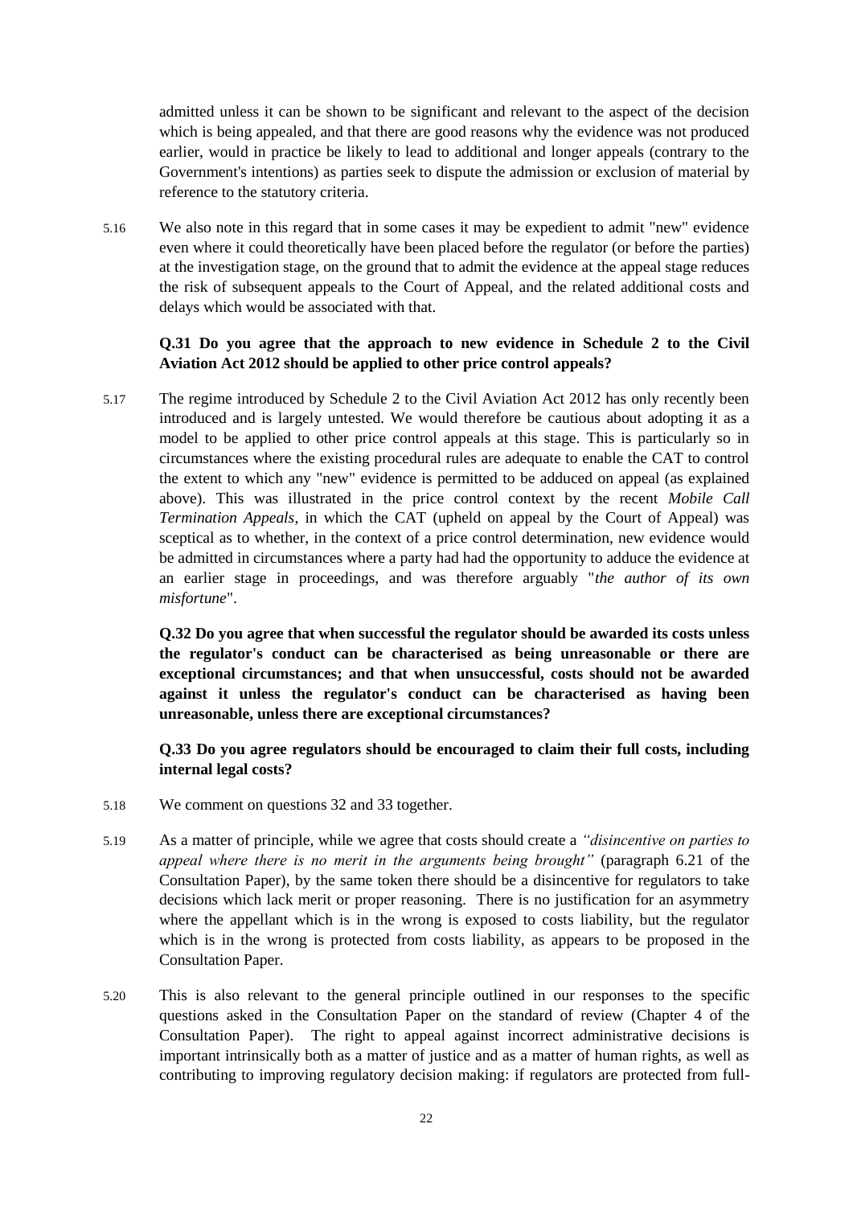admitted unless it can be shown to be significant and relevant to the aspect of the decision which is being appealed, and that there are good reasons why the evidence was not produced earlier, would in practice be likely to lead to additional and longer appeals (contrary to the Government's intentions) as parties seek to dispute the admission or exclusion of material by reference to the statutory criteria.

5.16 We also note in this regard that in some cases it may be expedient to admit "new" evidence even where it could theoretically have been placed before the regulator (or before the parties) at the investigation stage, on the ground that to admit the evidence at the appeal stage reduces the risk of subsequent appeals to the Court of Appeal, and the related additional costs and delays which would be associated with that.

**Q.31 Do you agree that the approach to new evidence in Schedule 2 to the Civil Aviation Act 2012 should be applied to other price control appeals?**

5.17 The regime introduced by Schedule 2 to the Civil Aviation Act 2012 has only recently been introduced and is largely untested. We would therefore be cautious about adopting it as a model to be applied to other price control appeals at this stage. This is particularly so in circumstances where the existing procedural rules are adequate to enable the CAT to control the extent to which any "new" evidence is permitted to be adduced on appeal (as explained above). This was illustrated in the price control context by the recent *Mobile Call Termination Appeals*, in which the CAT (upheld on appeal by the Court of Appeal) was sceptical as to whether, in the context of a price control determination, new evidence would be admitted in circumstances where a party had had the opportunity to adduce the evidence at an earlier stage in proceedings, and was therefore arguably "*the author of its own misfortune*".

**Q.32 Do you agree that when successful the regulator should be awarded its costs unless the regulator's conduct can be characterised as being unreasonable or there are exceptional circumstances; and that when unsuccessful, costs should not be awarded against it unless the regulator's conduct can be characterised as having been unreasonable, unless there are exceptional circumstances?**

**Q.33 Do you agree regulators should be encouraged to claim their full costs, including internal legal costs?**

5.18 We comment on questions 32 and 33 together.

5.19 As a matter of principle, while we agree that costs should create a *"disincentive on parties to appeal where there is no merit in the arguments being brought"* (paragraph 6.21 of the Consultation Paper), by the same token there should be a disincentive for regulators to take decisions which lack merit or proper reasoning. There is no justification for an asymmetry where the appellant which is in the wrong is exposed to costs liability, but the regulator which is in the wrong is protected from costs liability, as appears to be proposed in the Consultation Paper.

5.20 This is also relevant to the general principle outlined in our responses to the specific questions asked in the Consultation Paper on the standard of review (Chapter 4 of the Consultation Paper). The right to appeal against incorrect administrative decisions is important intrinsically both as a matter of justice and as a matter of human rights, as well as contributing to improving regulatory decision making: if regulators are protected from full-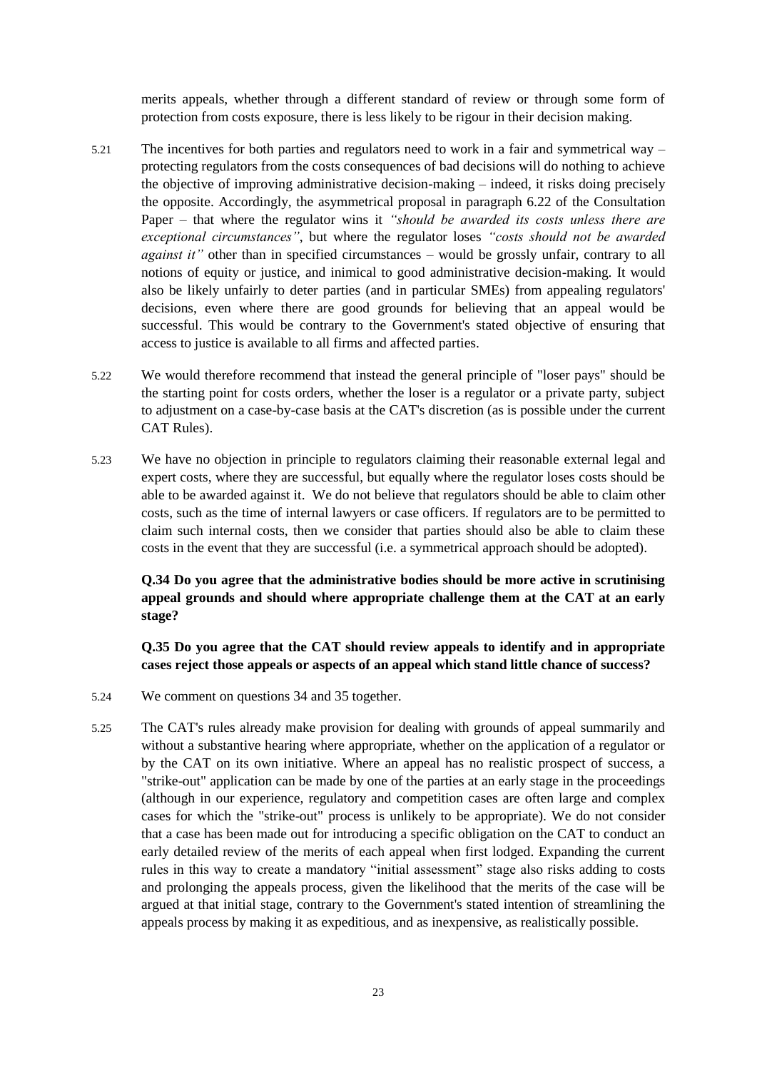merits appeals, whether through a different standard of review or through some form of protection from costs exposure, there is less likely to be rigour in their decision making.

5.21 The incentives for both parties and regulators need to work in a fair and symmetrical way – protecting regulators from the costs consequences of bad decisions will do nothing to achieve the objective of improving administrative decision-making – indeed, it risks doing precisely the opposite. Accordingly, the asymmetrical proposal in paragraph 6.22 of the Consultation Paper – that where the regulator wins it *"should be awarded its costs unless there are exceptional circumstances"*, but where the regulator loses *"costs should not be awarded against it"* other than in specified circumstances – would be grossly unfair, contrary to all notions of equity or justice, and inimical to good administrative decision-making. It would also be likely unfairly to deter parties (and in particular SMEs) from appealing regulators' decisions, even where there are good grounds for believing that an appeal would be successful. This would be contrary to the Government's stated objective of ensuring that access to justice is available to all firms and affected parties.

5.22 We would therefore recommend that instead the general principle of "loser pays" should be the starting point for costs orders, whether the loser is a regulator or a private party, subject to adjustment on a case-by-case basis at the CAT's discretion (as is possible under the current CAT Rules).

5.23 We have no objection in principle to regulators claiming their reasonable external legal and expert costs, where they are successful, but equally where the regulator loses costs should be able to be awarded against it. We do not believe that regulators should be able to claim other costs, such as the time of internal lawyers or case officers. If regulators are to be permitted to claim such internal costs, then we consider that parties should also be able to claim these costs in the event that they are successful (i.e. a symmetrical approach should be adopted).

**Q.34 Do you agree that the administrative bodies should be more active in scrutinising appeal grounds and should where appropriate challenge them at the CAT at an early stage?**

**Q.35 Do you agree that the CAT should review appeals to identify and in appropriate cases reject those appeals or aspects of an appeal which stand little chance of success?**

5.24 We comment on questions 34 and 35 together.

5.25 The CAT's rules already make provision for dealing with grounds of appeal summarily and without a substantive hearing where appropriate, whether on the application of a regulator or by the CAT on its own initiative. Where an appeal has no realistic prospect of success, a "strike-out" application can be made by one of the parties at an early stage in the proceedings (although in our experience, regulatory and competition cases are often large and complex cases for which the "strike-out" process is unlikely to be appropriate). We do not consider that a case has been made out for introducing a specific obligation on the CAT to conduct an early detailed review of the merits of each appeal when first lodged. Expanding the current rules in this way to create a mandatory "initial assessment" stage also risks adding to costs and prolonging the appeals process, given the likelihood that the merits of the case will be argued at that initial stage, contrary to the Government's stated intention of streamlining the appeals process by making it as expeditious, and as inexpensive, as realistically possible.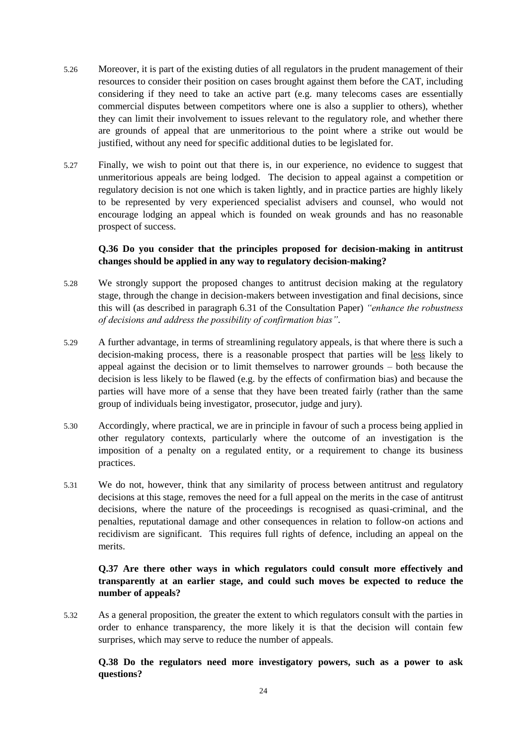5.26 Moreover, it is part of the existing duties of all regulators in the prudent management of their resources to consider their position on cases brought against them before the CAT, including considering if they need to take an active part (e.g. many telecoms cases are essentially commercial disputes between competitors where one is also a supplier to others), whether they can limit their involvement to issues relevant to the regulatory role, and whether there are grounds of appeal that are unmeritorious to the point where a strike out would be justified, without any need for specific additional duties to be legislated for.

5.27 Finally, we wish to point out that there is, in our experience, no evidence to suggest that unmeritorious appeals are being lodged. The decision to appeal against a competition or regulatory decision is not one which is taken lightly, and in practice parties are highly likely to be represented by very experienced specialist advisers and counsel, who would not encourage lodging an appeal which is founded on weak grounds and has no reasonable prospect of success.

**Q.36 Do you consider that the principles proposed for decision-making in antitrust changes should be applied in any way to regulatory decision-making?**

5.28 We strongly support the proposed changes to antitrust decision making at the regulatory stage, through the change in decision-makers between investigation and final decisions, since this will (as described in paragraph 6.31 of the Consultation Paper) *"enhance the robustness of decisions and address the possibility of confirmation bias"*.

5.29 A further advantage, in terms of streamlining regulatory appeals, is that where there is such a decision-making process, there is a reasonable prospect that parties will be <u>less</u> likely to appeal against the decision or to limit themselves to narrower grounds – both because the decision is less likely to be flawed (e.g. by the effects of confirmation bias) and because the parties will have more of a sense that they have been treated fairly (rather than the same group of individuals being investigator, prosecutor, judge and jury).

5.30 Accordingly, where practical, we are in principle in favour of such a process being applied in other regulatory contexts, particularly where the outcome of an investigation is the imposition of a penalty on a regulated entity, or a requirement to change its business practices.

5.31 We do not, however, think that any similarity of process between antitrust and regulatory decisions at this stage, removes the need for a full appeal on the merits in the case of antitrust decisions, where the nature of the proceedings is recognised as quasi-criminal, and the penalties, reputational damage and other consequences in relation to follow-on actions and recidivism are significant. This requires full rights of defence, including an appeal on the merits.

**Q.37 Are there other ways in which regulators could consult more effectively and transparently at an earlier stage, and could such moves be expected to reduce the number of appeals?**

5.32 As a general proposition, the greater the extent to which regulators consult with the parties in order to enhance transparency, the more likely it is that the decision will contain few surprises, which may serve to reduce the number of appeals.

**Q.38 Do the regulators need more investigatory powers, such as a power to ask questions?**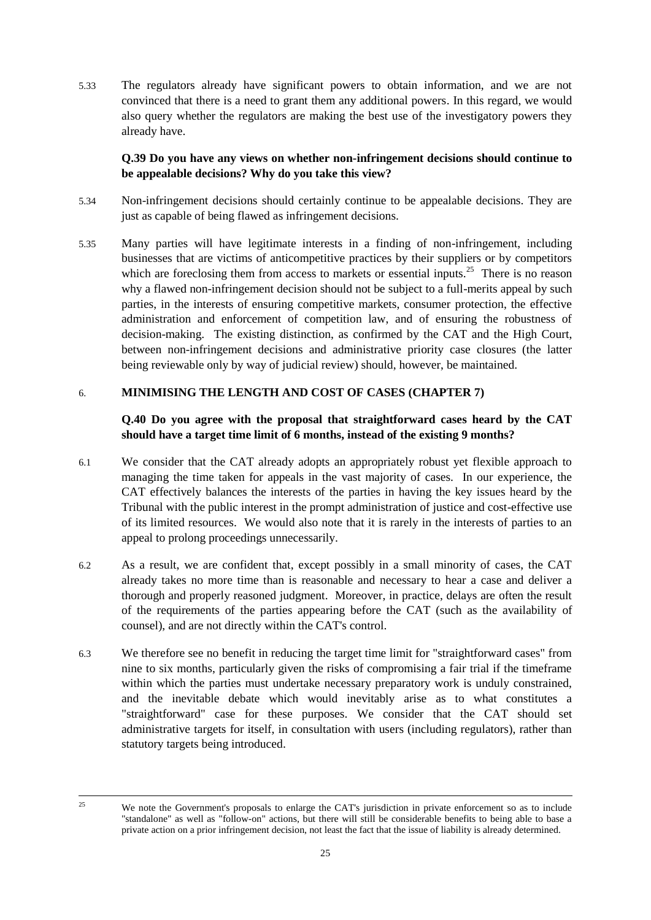5.33 The regulators already have significant powers to obtain information, and we are not convinced that there is a need to grant them any additional powers. In this regard, we would also query whether the regulators are making the best use of the investigatory powers they already have.

**Q.39 Do you have any views on whether non-infringement decisions should continue to be appealable decisions? Why do you take this view?**

5.34 Non-infringement decisions should certainly continue to be appealable decisions. They are just as capable of being flawed as infringement decisions.

5.35 Many parties will have legitimate interests in a finding of non-infringement, including businesses that are victims of anticompetitive practices by their suppliers or by competitors which are foreclosing them from access to markets or essential inputs.[25] There is no reason why a flawed non-infringement decision should not be subject to a full-merits appeal by such parties, in the interests of ensuring competitive markets, consumer protection, the effective administration and enforcement of competition law, and of ensuring the robustness of decision-making. The existing distinction, as confirmed by the CAT and the High Court, between non-infringement decisions and administrative priority case closures (the latter being reviewable only by way of judicial review) should, however, be maintained.

## 6. MINIMISING THE LENGTH AND COST OF CASES (CHAPTER 7)

**Q.40 Do you agree with the proposal that straightforward cases heard by the CAT should have a target time limit of 6 months, instead of the existing 9 months?**

6.1 We consider that the CAT already adopts an appropriately robust yet flexible approach to managing the time taken for appeals in the vast majority of cases. In our experience, the CAT effectively balances the interests of the parties in having the key issues heard by the Tribunal with the public interest in the prompt administration of justice and cost-effective use of its limited resources. We would also note that it is rarely in the interests of parties to an appeal to prolong proceedings unnecessarily.

6.2 As a result, we are confident that, except possibly in a small minority of cases, the CAT already takes no more time than is reasonable and necessary to hear a case and deliver a thorough and properly reasoned judgment. Moreover, in practice, delays are often the result of the requirements of the parties appearing before the CAT (such as the availability of counsel), and are not directly within the CAT's control.

6.3 We therefore see no benefit in reducing the target time limit for "straightforward cases" from nine to six months, particularly given the risks of compromising a fair trial if the timeframe within which the parties must undertake necessary preparatory work is unduly constrained, and the inevitable debate which would inevitably arise as to what constitutes a "straightforward" case for these purposes. We consider that the CAT should set administrative targets for itself, in consultation with users (including regulators), rather than statutory targets being introduced.

---

[25] We note the Government's proposals to enlarge the CAT's jurisdiction in private enforcement so as to include "standalone" as well as "follow-on" actions, but there will still be considerable benefits to being able to base a private action on a prior infringement decision, not least the fact that the issue of liability is already determined.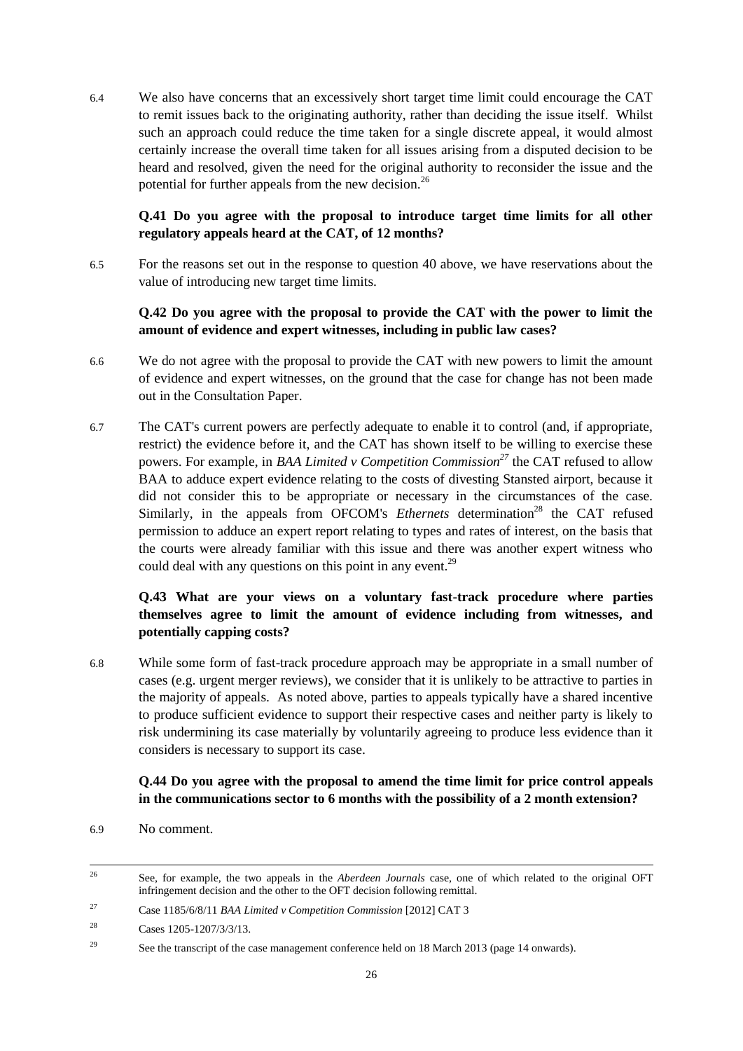6.4 We also have concerns that an excessively short target time limit could encourage the CAT to remit issues back to the originating authority, rather than deciding the issue itself. Whilst such an approach could reduce the time taken for a single discrete appeal, it would almost certainly increase the overall time taken for all issues arising from a disputed decision to be heard and resolved, given the need for the original authority to reconsider the issue and the potential for further appeals from the new decision.[26]

**Q.41 Do you agree with the proposal to introduce target time limits for all other regulatory appeals heard at the CAT, of 12 months?**

6.5 For the reasons set out in the response to question 40 above, we have reservations about the value of introducing new target time limits.

**Q.42 Do you agree with the proposal to provide the CAT with the power to limit the amount of evidence and expert witnesses, including in public law cases?**

6.6 We do not agree with the proposal to provide the CAT with new powers to limit the amount of evidence and expert witnesses, on the ground that the case for change has not been made out in the Consultation Paper.

6.7 The CAT's current powers are perfectly adequate to enable it to control (and, if appropriate, restrict) the evidence before it, and the CAT has shown itself to be willing to exercise these powers. For example, in *BAA Limited v Competition Commission*[27] the CAT refused to allow BAA to adduce expert evidence relating to the costs of divesting Stansted airport, because it did not consider this to be appropriate or necessary in the circumstances of the case. Similarly, in the appeals from OFCOM's *Ethernets* determination[28] the CAT refused permission to adduce an expert report relating to types and rates of interest, on the basis that the courts were already familiar with this issue and there was another expert witness who could deal with any questions on this point in any event.[29]

**Q.43 What are your views on a voluntary fast-track procedure where parties themselves agree to limit the amount of evidence including from witnesses, and potentially capping costs?**

6.8 While some form of fast-track procedure approach may be appropriate in a small number of cases (e.g. urgent merger reviews), we consider that it is unlikely to be attractive to parties in the majority of appeals. As noted above, parties to appeals typically have a shared incentive to produce sufficient evidence to support their respective cases and neither party is likely to risk undermining its case materially by voluntarily agreeing to produce less evidence than it considers is necessary to support its case.

**Q.44 Do you agree with the proposal to amend the time limit for price control appeals in the communications sector to 6 months with the possibility of a 2 month extension?**

6.9 No comment.

---

[26] See, for example, the two appeals in the *Aberdeen Journals* case, one of which related to the original OFT infringement decision and the other to the OFT decision following remittal.

[27] Case 1185/6/8/11 *BAA Limited v Competition Commission* [2012] CAT 3

[28] Cases 1205-1207/3/3/13.

[29] See the transcript of the case management conference held on 18 March 2013 (page 14 onwards).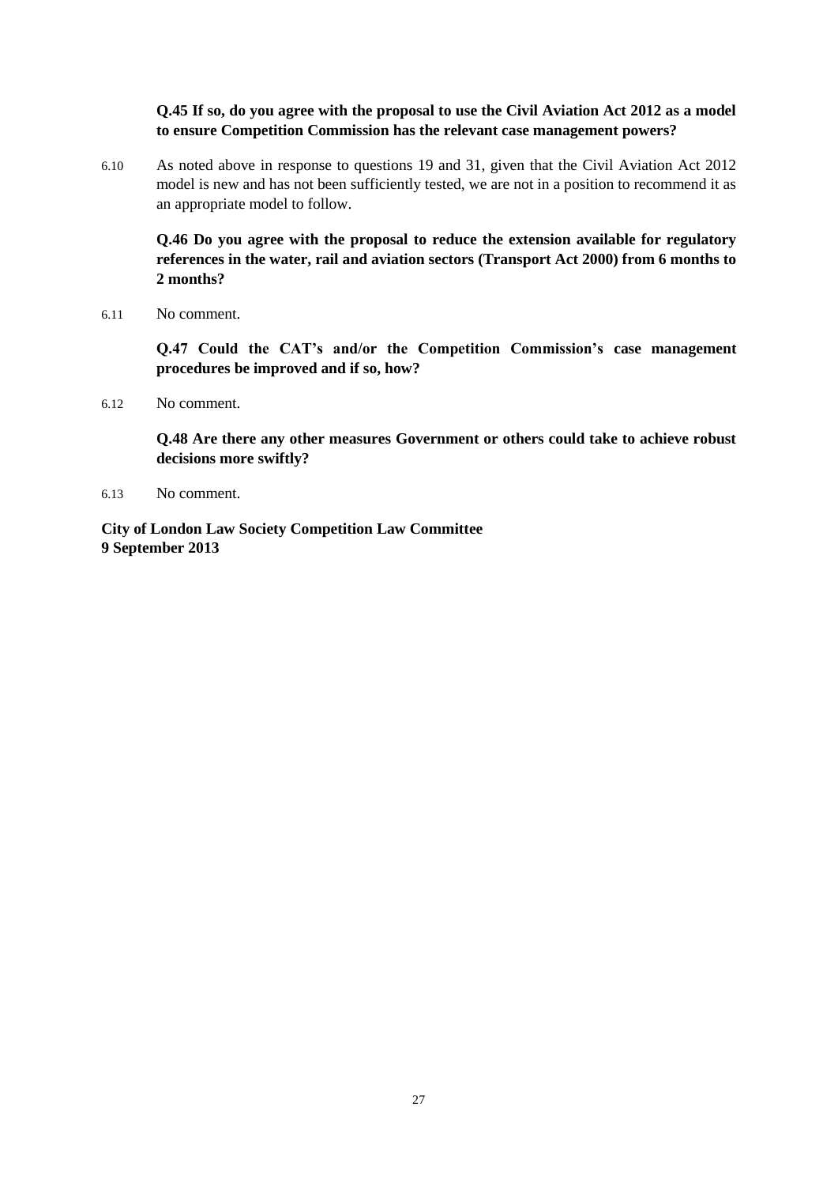**Q.45 If so, do you agree with the proposal to use the Civil Aviation Act 2012 as a model to ensure Competition Commission has the relevant case management powers?**

6.10 As noted above in response to questions 19 and 31, given that the Civil Aviation Act 2012 model is new and has not been sufficiently tested, we are not in a position to recommend it as an appropriate model to follow.

**Q.46 Do you agree with the proposal to reduce the extension available for regulatory references in the water, rail and aviation sectors (Transport Act 2000) from 6 months to 2 months?**

6.11 No comment.

**Q.47 Could the CAT's and/or the Competition Commission's case management procedures be improved and if so, how?**

6.12 No comment.

**Q.48 Are there any other measures Government or others could take to achieve robust decisions more swiftly?**

6.13 No comment.

**City of London Law Society Competition Law Committee**
**9 September 2013**